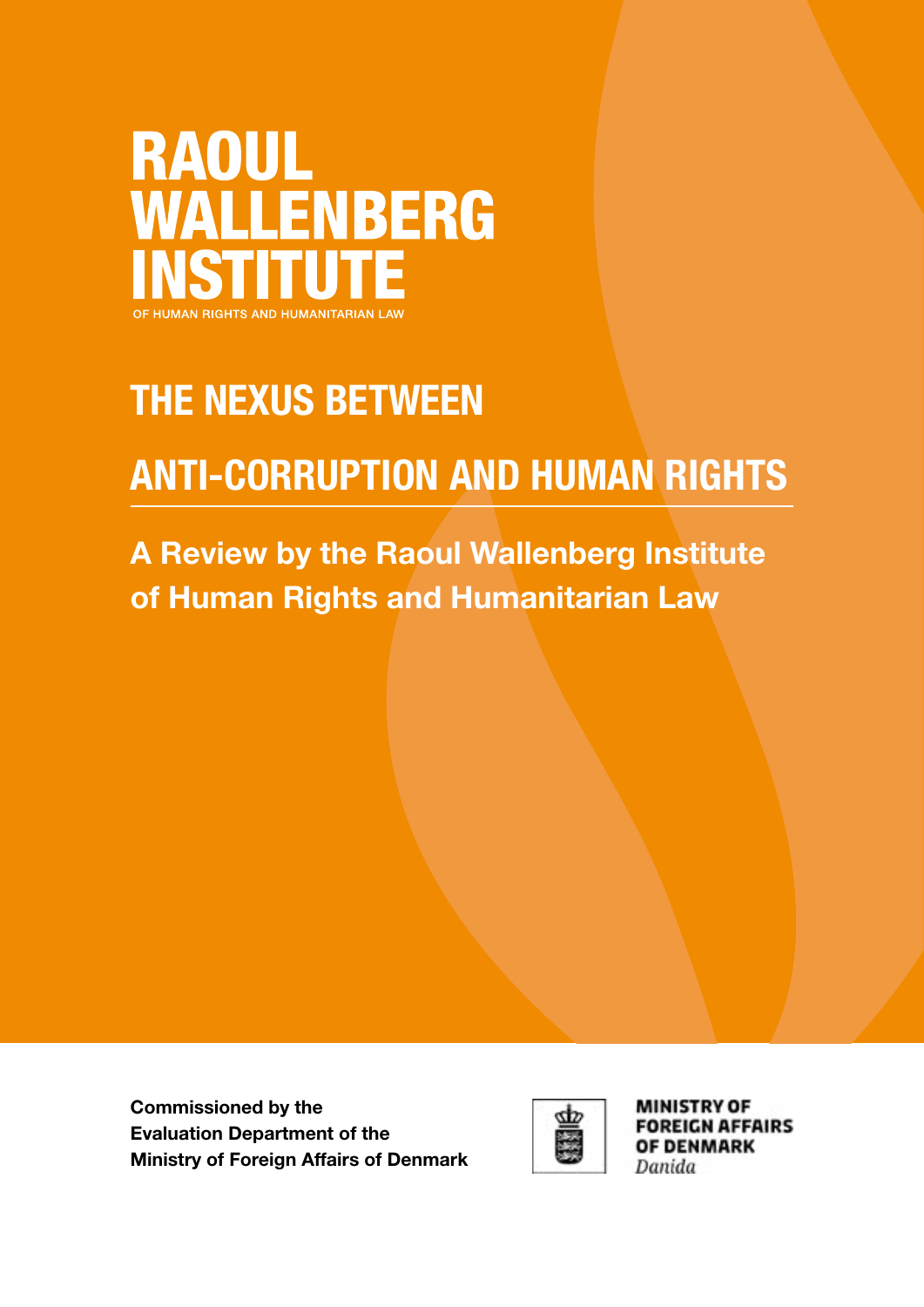# RAOUL WALLENBERG INSTITUTE

OF HUMAN RIGHTS AND HUMANITARIAN LAW

# THE NEXUS BETWEEN ANTI-CORRUPTION AND HUMAN RIGHTS

## A Review by the Raoul Wallenberg Institute of Human Rights and Humanitarian Law

**Commissioned by the Evaluation Department of the Ministry of Foreign Affairs of Denmark**

MINISTRY OF FOREIGN AFFAIRS OF DENMARK
*Danida*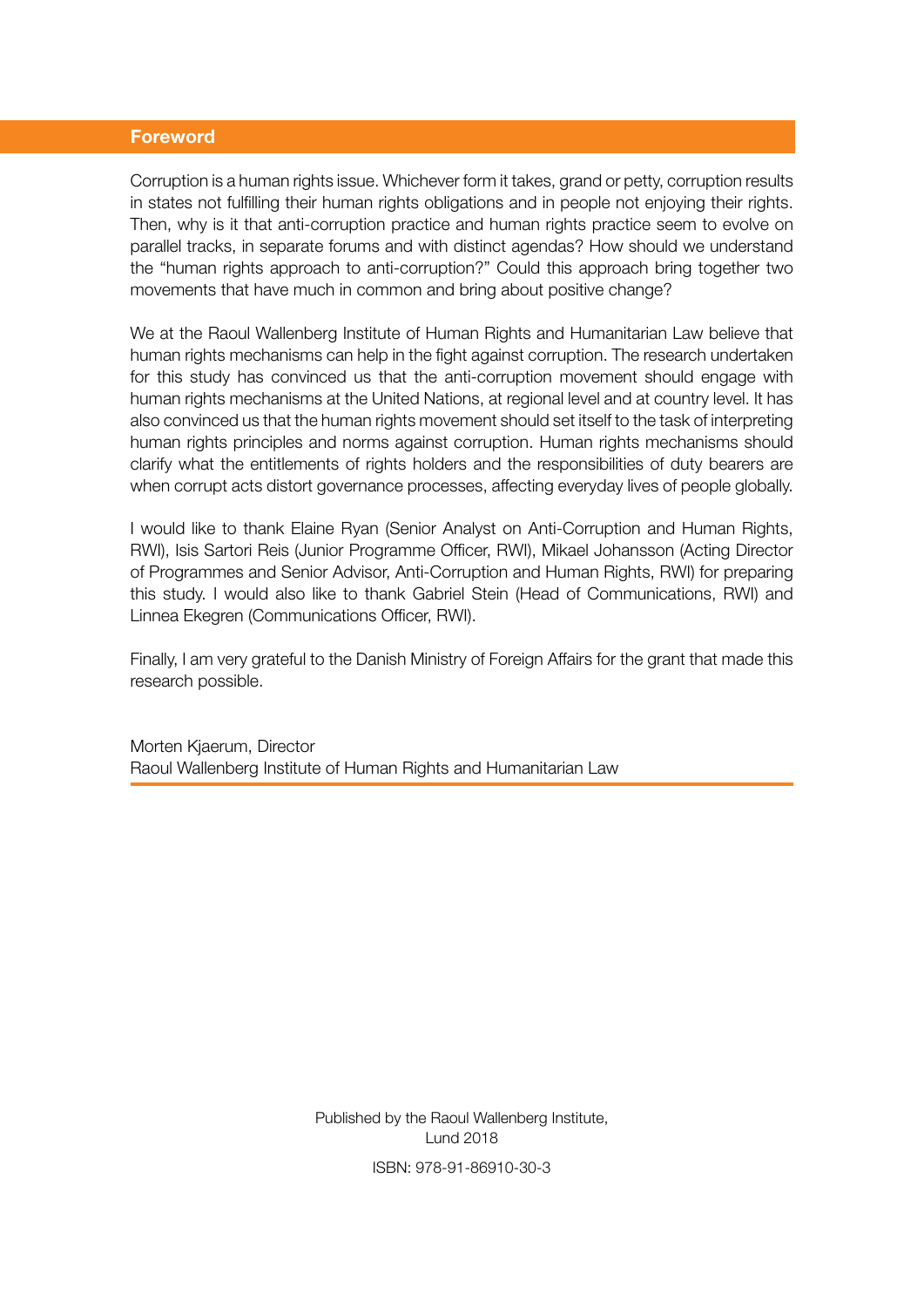## Foreword

Corruption is a human rights issue. Whichever form it takes, grand or petty, corruption results in states not fulfilling their human rights obligations and in people not enjoying their rights. Then, why is it that anti-corruption practice and human rights practice seem to evolve on parallel tracks, in separate forums and with distinct agendas? How should we understand the "human rights approach to anti-corruption?" Could this approach bring together two movements that have much in common and bring about positive change?

We at the Raoul Wallenberg Institute of Human Rights and Humanitarian Law believe that human rights mechanisms can help in the fight against corruption. The research undertaken for this study has convinced us that the anti-corruption movement should engage with human rights mechanisms at the United Nations, at regional level and at country level. It has also convinced us that the human rights movement should set itself to the task of interpreting human rights principles and norms against corruption. Human rights mechanisms should clarify what the entitlements of rights holders and the responsibilities of duty bearers are when corrupt acts distort governance processes, affecting everyday lives of people globally.

I would like to thank Elaine Ryan (Senior Analyst on Anti-Corruption and Human Rights, RWI), Isis Sartori Reis (Junior Programme Officer, RWI), Mikael Johansson (Acting Director of Programmes and Senior Advisor, Anti-Corruption and Human Rights, RWI) for preparing this study. I would also like to thank Gabriel Stein (Head of Communications, RWI) and Linnea Ekegren (Communications Officer, RWI).

Finally, I am very grateful to the Danish Ministry of Foreign Affairs for the grant that made this research possible.

Morten Kjaerum, Director
Raoul Wallenberg Institute of Human Rights and Humanitarian Law

Published by the Raoul Wallenberg Institute,
Lund 2018

ISBN: 978-91-86910-30-3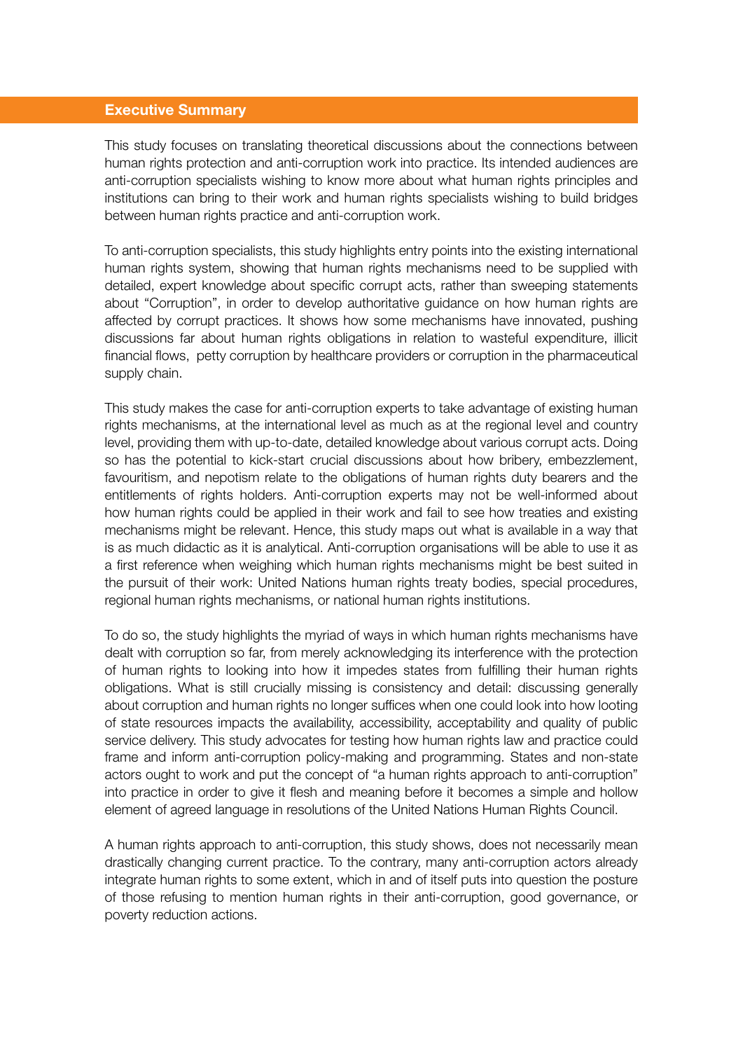## Executive Summary

This study focuses on translating theoretical discussions about the connections between human rights protection and anti-corruption work into practice. Its intended audiences are anti-corruption specialists wishing to know more about what human rights principles and institutions can bring to their work and human rights specialists wishing to build bridges between human rights practice and anti-corruption work.

To anti-corruption specialists, this study highlights entry points into the existing international human rights system, showing that human rights mechanisms need to be supplied with detailed, expert knowledge about specific corrupt acts, rather than sweeping statements about "Corruption", in order to develop authoritative guidance on how human rights are affected by corrupt practices. It shows how some mechanisms have innovated, pushing discussions far about human rights obligations in relation to wasteful expenditure, illicit financial flows, petty corruption by healthcare providers or corruption in the pharmaceutical supply chain.

This study makes the case for anti-corruption experts to take advantage of existing human rights mechanisms, at the international level as much as at the regional level and country level, providing them with up-to-date, detailed knowledge about various corrupt acts. Doing so has the potential to kick-start crucial discussions about how bribery, embezzlement, favouritism, and nepotism relate to the obligations of human rights duty bearers and the entitlements of rights holders. Anti-corruption experts may not be well-informed about how human rights could be applied in their work and fail to see how treaties and existing mechanisms might be relevant. Hence, this study maps out what is available in a way that is as much didactic as it is analytical. Anti-corruption organisations will be able to use it as a first reference when weighing which human rights mechanisms might be best suited in the pursuit of their work: United Nations human rights treaty bodies, special procedures, regional human rights mechanisms, or national human rights institutions.

To do so, the study highlights the myriad of ways in which human rights mechanisms have dealt with corruption so far, from merely acknowledging its interference with the protection of human rights to looking into how it impedes states from fulfilling their human rights obligations. What is still crucially missing is consistency and detail: discussing generally about corruption and human rights no longer suffices when one could look into how looting of state resources impacts the availability, accessibility, acceptability and quality of public service delivery. This study advocates for testing how human rights law and practice could frame and inform anti-corruption policy-making and programming. States and non-state actors ought to work and put the concept of "a human rights approach to anti-corruption" into practice in order to give it flesh and meaning before it becomes a simple and hollow element of agreed language in resolutions of the United Nations Human Rights Council.

A human rights approach to anti-corruption, this study shows, does not necessarily mean drastically changing current practice. To the contrary, many anti-corruption actors already integrate human rights to some extent, which in and of itself puts into question the posture of those refusing to mention human rights in their anti-corruption, good governance, or poverty reduction actions.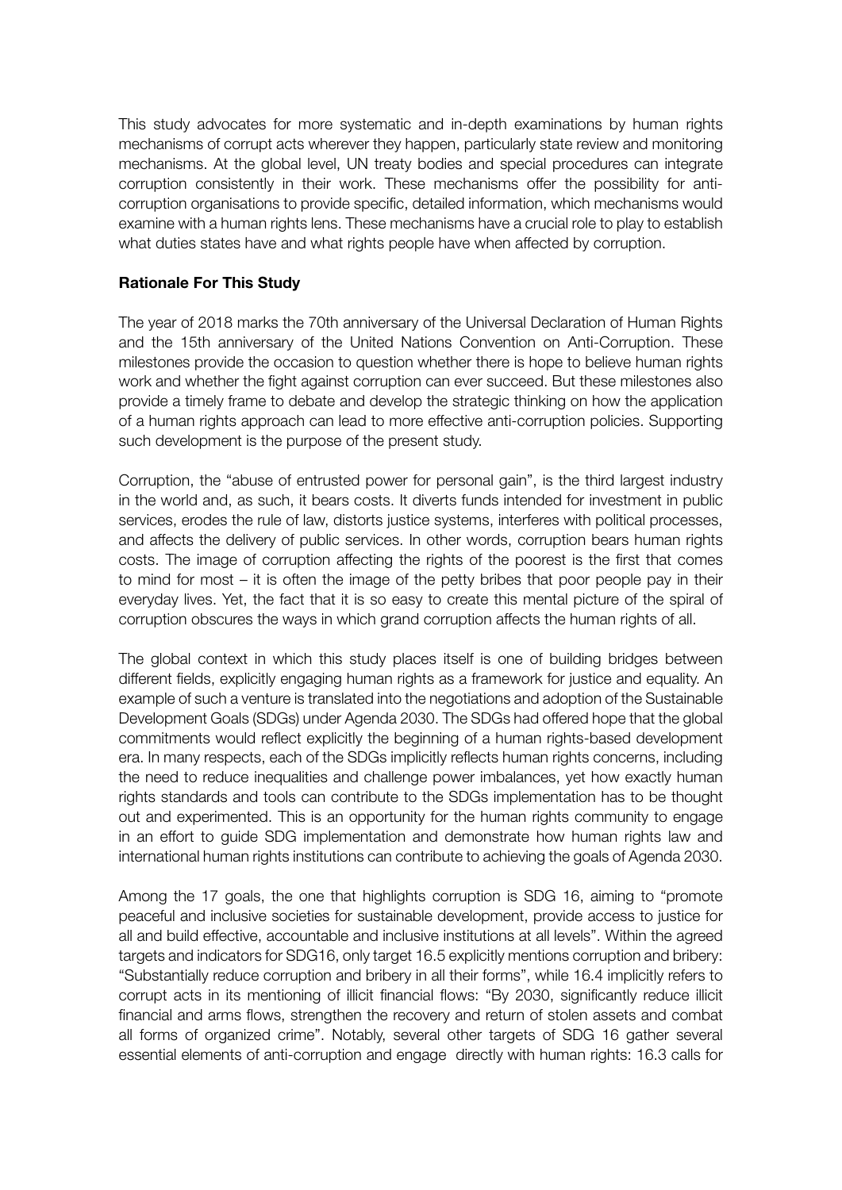This study advocates for more systematic and in-depth examinations by human rights mechanisms of corrupt acts wherever they happen, particularly state review and monitoring mechanisms. At the global level, UN treaty bodies and special procedures can integrate corruption consistently in their work. These mechanisms offer the possibility for anti-corruption organisations to provide specific, detailed information, which mechanisms would examine with a human rights lens. These mechanisms have a crucial role to play to establish what duties states have and what rights people have when affected by corruption.

**Rationale For This Study**

The year of 2018 marks the 70th anniversary of the Universal Declaration of Human Rights and the 15th anniversary of the United Nations Convention on Anti-Corruption. These milestones provide the occasion to question whether there is hope to believe human rights work and whether the fight against corruption can ever succeed. But these milestones also provide a timely frame to debate and develop the strategic thinking on how the application of a human rights approach can lead to more effective anti-corruption policies. Supporting such development is the purpose of the present study.

Corruption, the "abuse of entrusted power for personal gain", is the third largest industry in the world and, as such, it bears costs. It diverts funds intended for investment in public services, erodes the rule of law, distorts justice systems, interferes with political processes, and affects the delivery of public services. In other words, corruption bears human rights costs. The image of corruption affecting the rights of the poorest is the first that comes to mind for most – it is often the image of the petty bribes that poor people pay in their everyday lives. Yet, the fact that it is so easy to create this mental picture of the spiral of corruption obscures the ways in which grand corruption affects the human rights of all.

The global context in which this study places itself is one of building bridges between different fields, explicitly engaging human rights as a framework for justice and equality. An example of such a venture is translated into the negotiations and adoption of the Sustainable Development Goals (SDGs) under Agenda 2030. The SDGs had offered hope that the global commitments would reflect explicitly the beginning of a human rights-based development era. In many respects, each of the SDGs implicitly reflects human rights concerns, including the need to reduce inequalities and challenge power imbalances, yet how exactly human rights standards and tools can contribute to the SDGs implementation has to be thought out and experimented. This is an opportunity for the human rights community to engage in an effort to guide SDG implementation and demonstrate how human rights law and international human rights institutions can contribute to achieving the goals of Agenda 2030.

Among the 17 goals, the one that highlights corruption is SDG 16, aiming to "promote peaceful and inclusive societies for sustainable development, provide access to justice for all and build effective, accountable and inclusive institutions at all levels". Within the agreed targets and indicators for SDG16, only target 16.5 explicitly mentions corruption and bribery: "Substantially reduce corruption and bribery in all their forms", while 16.4 implicitly refers to corrupt acts in its mentioning of illicit financial flows: "By 2030, significantly reduce illicit financial and arms flows, strengthen the recovery and return of stolen assets and combat all forms of organized crime". Notably, several other targets of SDG 16 gather several essential elements of anti-corruption and engage directly with human rights: 16.3 calls for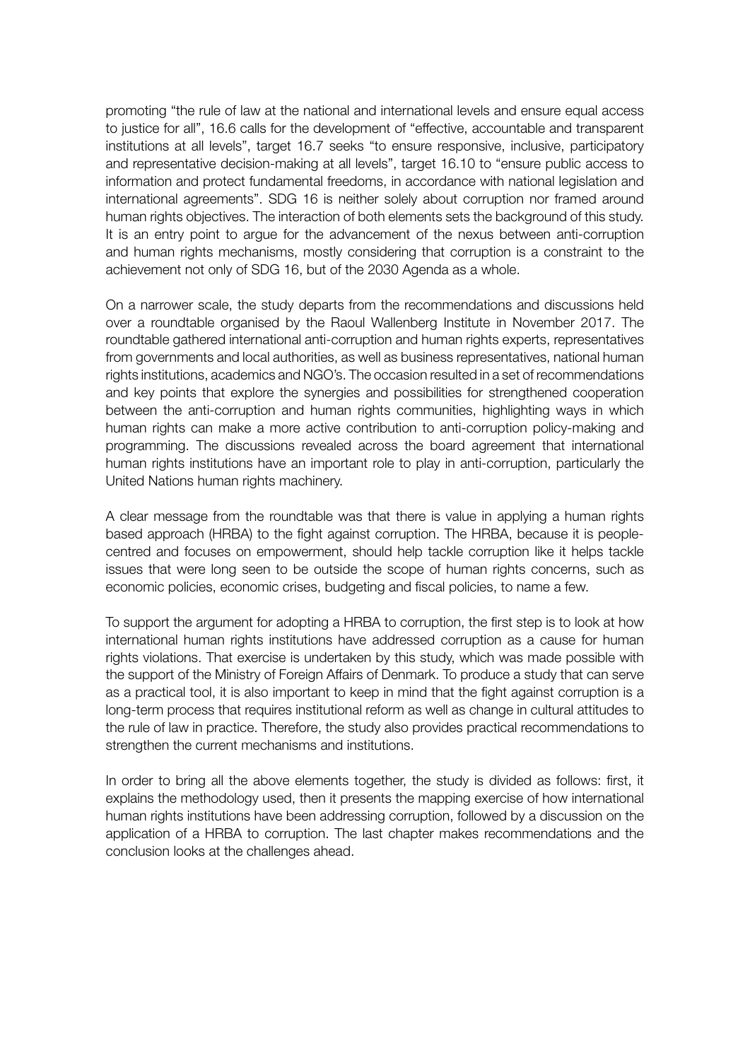promoting "the rule of law at the national and international levels and ensure equal access to justice for all", 16.6 calls for the development of "effective, accountable and transparent institutions at all levels", target 16.7 seeks "to ensure responsive, inclusive, participatory and representative decision-making at all levels", target 16.10 to "ensure public access to information and protect fundamental freedoms, in accordance with national legislation and international agreements". SDG 16 is neither solely about corruption nor framed around human rights objectives. The interaction of both elements sets the background of this study. It is an entry point to argue for the advancement of the nexus between anti-corruption and human rights mechanisms, mostly considering that corruption is a constraint to the achievement not only of SDG 16, but of the 2030 Agenda as a whole.

On a narrower scale, the study departs from the recommendations and discussions held over a roundtable organised by the Raoul Wallenberg Institute in November 2017. The roundtable gathered international anti-corruption and human rights experts, representatives from governments and local authorities, as well as business representatives, national human rights institutions, academics and NGO's. The occasion resulted in a set of recommendations and key points that explore the synergies and possibilities for strengthened cooperation between the anti-corruption and human rights communities, highlighting ways in which human rights can make a more active contribution to anti-corruption policy-making and programming. The discussions revealed across the board agreement that international human rights institutions have an important role to play in anti-corruption, particularly the United Nations human rights machinery.

A clear message from the roundtable was that there is value in applying a human rights based approach (HRBA) to the fight against corruption. The HRBA, because it is people-centred and focuses on empowerment, should help tackle corruption like it helps tackle issues that were long seen to be outside the scope of human rights concerns, such as economic policies, economic crises, budgeting and fiscal policies, to name a few.

To support the argument for adopting a HRBA to corruption, the first step is to look at how international human rights institutions have addressed corruption as a cause for human rights violations. That exercise is undertaken by this study, which was made possible with the support of the Ministry of Foreign Affairs of Denmark. To produce a study that can serve as a practical tool, it is also important to keep in mind that the fight against corruption is a long-term process that requires institutional reform as well as change in cultural attitudes to the rule of law in practice. Therefore, the study also provides practical recommendations to strengthen the current mechanisms and institutions.

In order to bring all the above elements together, the study is divided as follows: first, it explains the methodology used, then it presents the mapping exercise of how international human rights institutions have been addressing corruption, followed by a discussion on the application of a HRBA to corruption. The last chapter makes recommendations and the conclusion looks at the challenges ahead.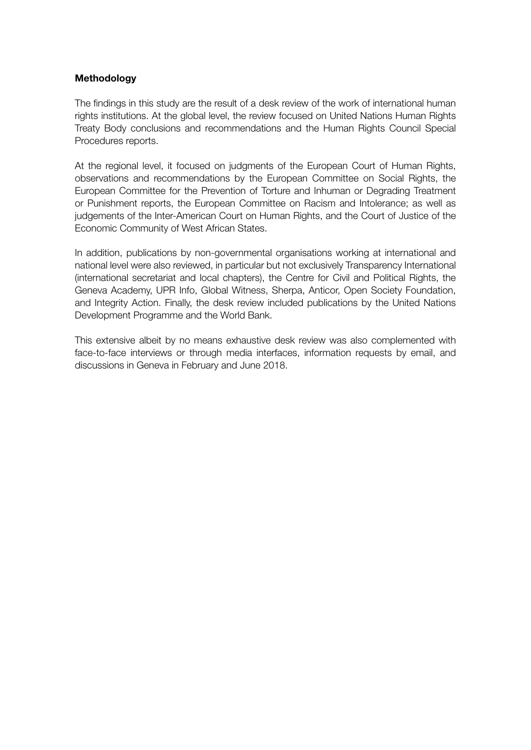**Methodology**

The findings in this study are the result of a desk review of the work of international human rights institutions. At the global level, the review focused on United Nations Human Rights Treaty Body conclusions and recommendations and the Human Rights Council Special Procedures reports.

At the regional level, it focused on judgments of the European Court of Human Rights, observations and recommendations by the European Committee on Social Rights, the European Committee for the Prevention of Torture and Inhuman or Degrading Treatment or Punishment reports, the European Committee on Racism and Intolerance; as well as judgements of the Inter-American Court on Human Rights, and the Court of Justice of the Economic Community of West African States.

In addition, publications by non-governmental organisations working at international and national level were also reviewed, in particular but not exclusively Transparency International (international secretariat and local chapters), the Centre for Civil and Political Rights, the Geneva Academy, UPR Info, Global Witness, Sherpa, Anticor, Open Society Foundation, and Integrity Action. Finally, the desk review included publications by the United Nations Development Programme and the World Bank.

This extensive albeit by no means exhaustive desk review was also complemented with face-to-face interviews or through media interfaces, information requests by email, and discussions in Geneva in February and June 2018.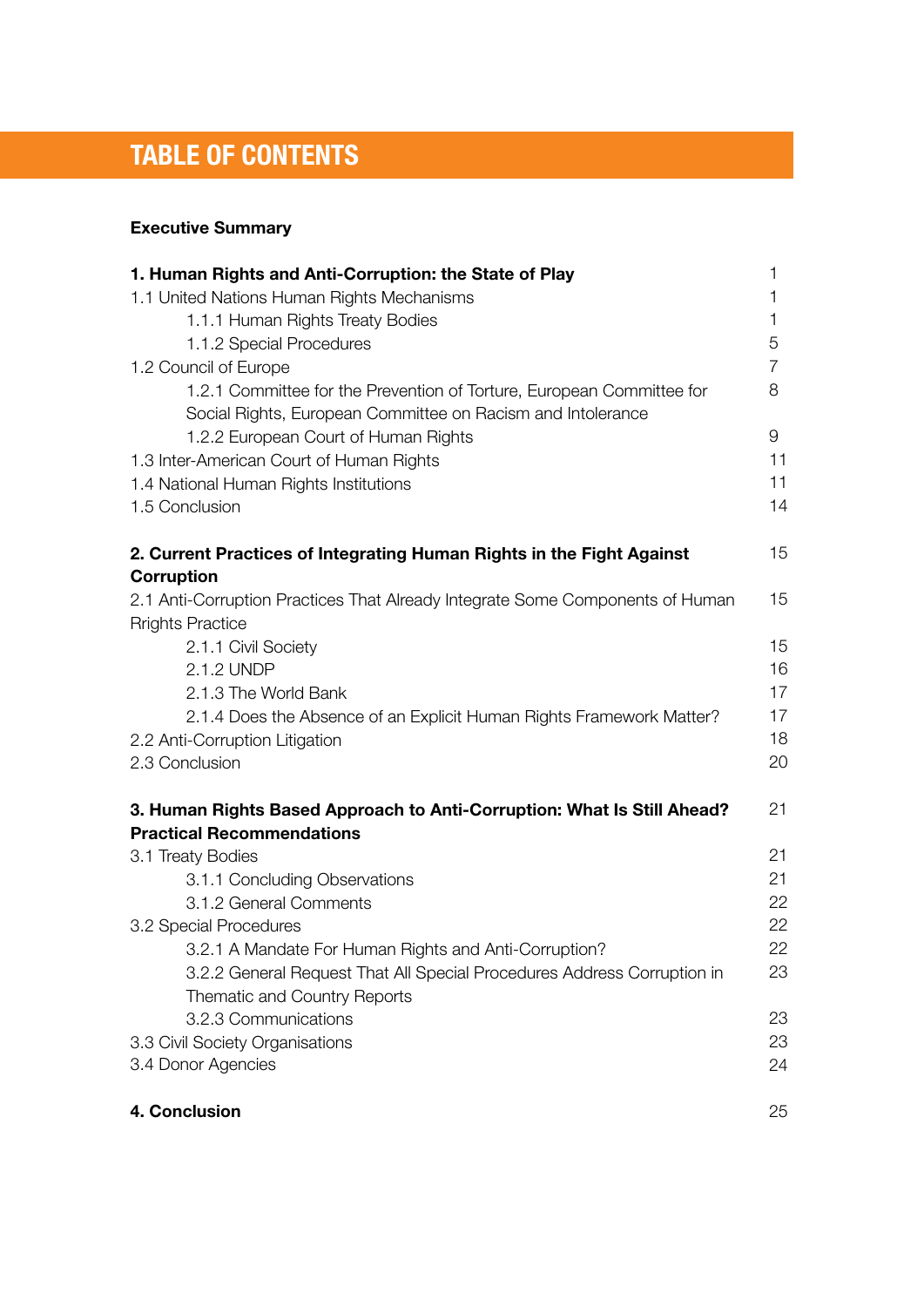# TABLE OF CONTENTS

**Executive Summary**

| | |
|---|---|
| **1. Human Rights and Anti-Corruption: the State of Play** | 1 |
| 1.1 United Nations Human Rights Mechanisms | 1 |
| 1.1.1 Human Rights Treaty Bodies | 1 |
| 1.1.2 Special Procedures | 5 |
| 1.2 Council of Europe | 7 |
| 1.2.1 Committee for the Prevention of Torture, European Committee for Social Rights, European Committee on Racism and Intolerance | 8 |
| 1.2.2 European Court of Human Rights | 9 |
| 1.3 Inter-American Court of Human Rights | 11 |
| 1.4 National Human Rights Institutions | 11 |
| 1.5 Conclusion | 14 |
| **2. Current Practices of Integrating Human Rights in the Fight Against Corruption** | 15 |
| 2.1 Anti-Corruption Practices That Already Integrate Some Components of Human Rrights Practice | 15 |
| 2.1.1 Civil Society | 15 |
| 2.1.2 UNDP | 16 |
| 2.1.3 The World Bank | 17 |
| 2.1.4 Does the Absence of an Explicit Human Rights Framework Matter? | 17 |
| 2.2 Anti-Corruption Litigation | 18 |
| 2.3 Conclusion | 20 |
| **3. Human Rights Based Approach to Anti-Corruption: What Is Still Ahead? Practical Recommendations** | 21 |
| 3.1 Treaty Bodies | 21 |
| 3.1.1 Concluding Observations | 21 |
| 3.1.2 General Comments | 22 |
| 3.2 Special Procedures | 22 |
| 3.2.1 A Mandate For Human Rights and Anti-Corruption? | 22 |
| 3.2.2 General Request That All Special Procedures Address Corruption in Thematic and Country Reports | 23 |
| 3.2.3 Communications | 23 |
| 3.3 Civil Society Organisations | 23 |
| 3.4 Donor Agencies | 24 |
| **4. Conclusion** | 25 |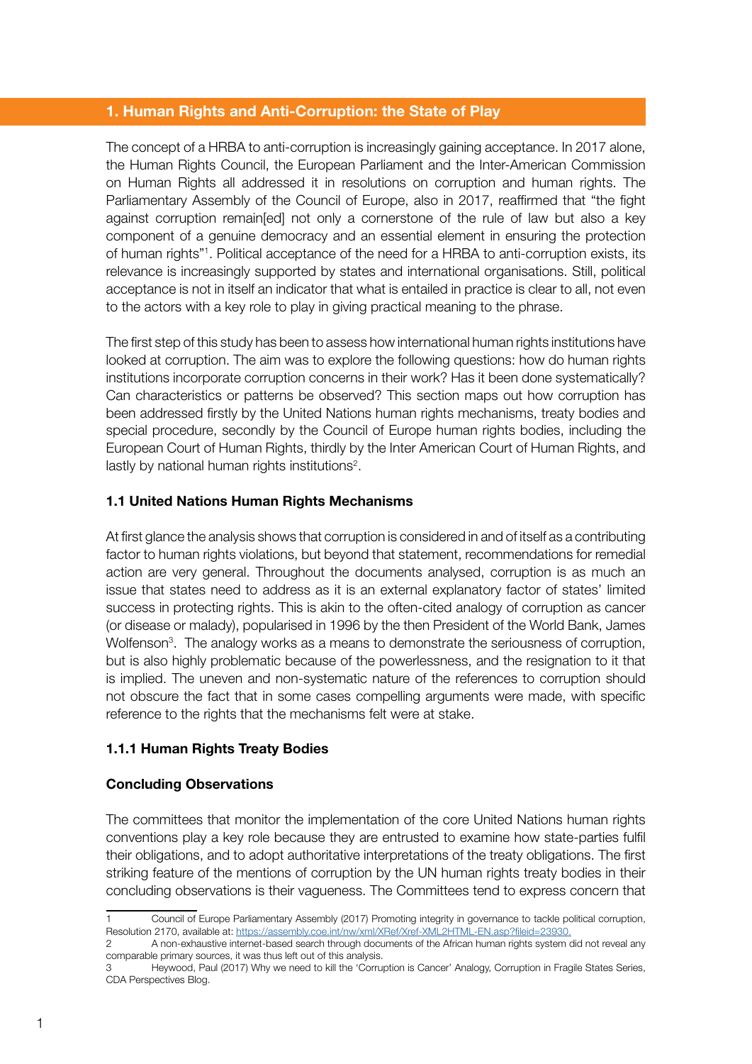## 1. Human Rights and Anti-Corruption: the State of Play

The concept of a HRBA to anti-corruption is increasingly gaining acceptance. In 2017 alone, the Human Rights Council, the European Parliament and the Inter-American Commission on Human Rights all addressed it in resolutions on corruption and human rights. The Parliamentary Assembly of the Council of Europe, also in 2017, reaffirmed that "the fight against corruption remain[ed] not only a cornerstone of the rule of law but also a key component of a genuine democracy and an essential element in ensuring the protection of human rights"[1]. Political acceptance of the need for a HRBA to anti-corruption exists, its relevance is increasingly supported by states and international organisations. Still, political acceptance is not in itself an indicator that what is entailed in practice is clear to all, not even to the actors with a key role to play in giving practical meaning to the phrase.

The first step of this study has been to assess how international human rights institutions have looked at corruption. The aim was to explore the following questions: how do human rights institutions incorporate corruption concerns in their work? Has it been done systematically? Can characteristics or patterns be observed? This section maps out how corruption has been addressed firstly by the United Nations human rights mechanisms, treaty bodies and special procedure, secondly by the Council of Europe human rights bodies, including the European Court of Human Rights, thirdly by the Inter American Court of Human Rights, and lastly by national human rights institutions[2].

### 1.1 United Nations Human Rights Mechanisms

At first glance the analysis shows that corruption is considered in and of itself as a contributing factor to human rights violations, but beyond that statement, recommendations for remedial action are very general. Throughout the documents analysed, corruption is as much an issue that states need to address as it is an external explanatory factor of states' limited success in protecting rights. This is akin to the often-cited analogy of corruption as cancer (or disease or malady), popularised in 1996 by the then President of the World Bank, James Wolfenson[3]. The analogy works as a means to demonstrate the seriousness of corruption, but is also highly problematic because of the powerlessness, and the resignation to it that is implied. The uneven and non-systematic nature of the references to corruption should not obscure the fact that in some cases compelling arguments were made, with specific reference to the rights that the mechanisms felt were at stake.

#### 1.1.1 Human Rights Treaty Bodies

**Concluding Observations**

The committees that monitor the implementation of the core United Nations human rights conventions play a key role because they are entrusted to examine how state-parties fulfil their obligations, and to adopt authoritative interpretations of the treaty obligations. The first striking feature of the mentions of corruption by the UN human rights treaty bodies in their concluding observations is their vagueness. The Committees tend to express concern that

---

1 Council of Europe Parliamentary Assembly (2017) Promoting integrity in governance to tackle political corruption, Resolution 2170, available at: https://assembly.coe.int/nw/xml/XRef/Xref-XML2HTML-EN.asp?fileid=23930.

2 A non-exhaustive internet-based search through documents of the African human rights system did not reveal any comparable primary sources, it was thus left out of this analysis.

3 Heywood, Paul (2017) Why we need to kill the 'Corruption is Cancer' Analogy, Corruption in Fragile States Series, CDA Perspectives Blog.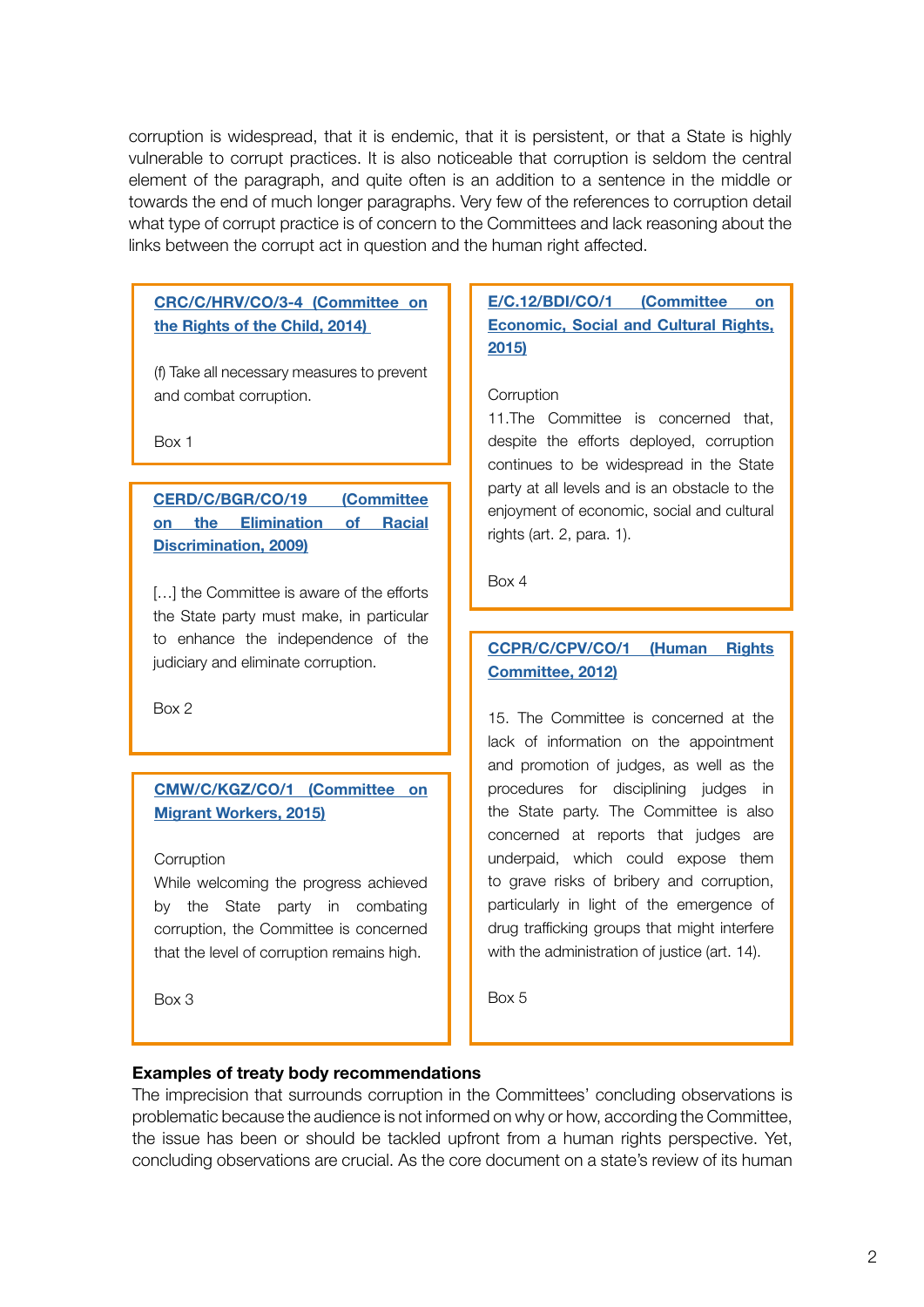corruption is widespread, that it is endemic, that it is persistent, or that a State is highly vulnerable to corrupt practices. It is also noticeable that corruption is seldom the central element of the paragraph, and quite often is an addition to a sentence in the middle or towards the end of much longer paragraphs. Very few of the references to corruption detail what type of corrupt practice is of concern to the Committees and lack reasoning about the links between the corrupt act in question and the human right affected.

> **CRC/C/HRV/CO/3-4 (Committee on the Rights of the Child, 2014)**
>
> (f) Take all necessary measures to prevent and combat corruption.
>
> Box 1

> **CERD/C/BGR/CO/19 (Committee on the Elimination of Racial Discrimination, 2009)**
>
> […] the Committee is aware of the efforts the State party must make, in particular to enhance the independence of the judiciary and eliminate corruption.
>
> Box 2

> **CMW/C/KGZ/CO/1 (Committee on Migrant Workers, 2015)**
>
> Corruption
> While welcoming the progress achieved by the State party in combating corruption, the Committee is concerned that the level of corruption remains high.
>
> Box 3

> **E/C.12/BDI/CO/1 (Committee on Economic, Social and Cultural Rights, 2015)**
>
> Corruption
> 11. The Committee is concerned that, despite the efforts deployed, corruption continues to be widespread in the State party at all levels and is an obstacle to the enjoyment of economic, social and cultural rights (art. 2, para. 1).
>
> Box 4

> **CCPR/C/CPV/CO/1 (Human Rights Committee, 2012)**
>
> 15. The Committee is concerned at the lack of information on the appointment and promotion of judges, as well as the procedures for disciplining judges in the State party. The Committee is also concerned at reports that judges are underpaid, which could expose them to grave risks of bribery and corruption, particularly in light of the emergence of drug trafficking groups that might interfere with the administration of justice (art. 14).
>
> Box 5

**Examples of treaty body recommendations**

The imprecision that surrounds corruption in the Committees' concluding observations is problematic because the audience is not informed on why or how, according the Committee, the issue has been or should be tackled upfront from a human rights perspective. Yet, concluding observations are crucial. As the core document on a state's review of its human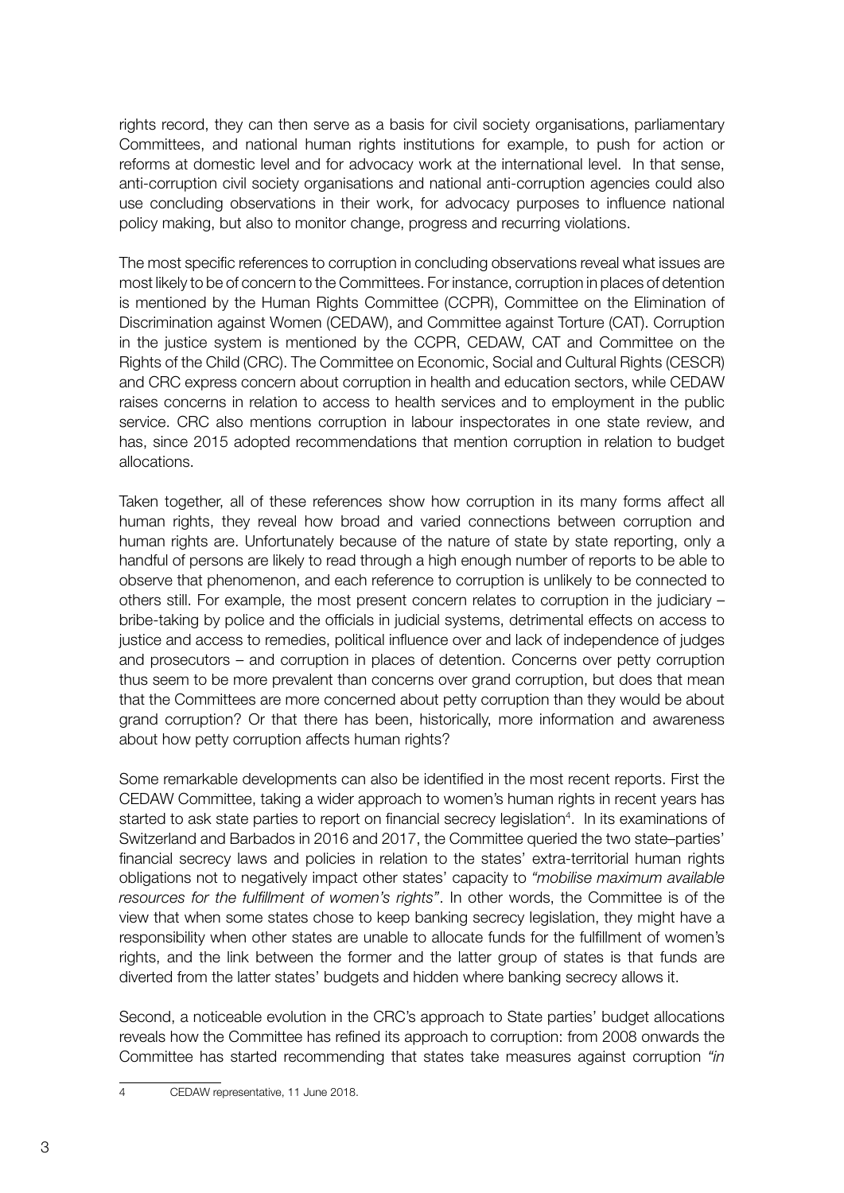rights record, they can then serve as a basis for civil society organisations, parliamentary Committees, and national human rights institutions for example, to push for action or reforms at domestic level and for advocacy work at the international level. In that sense, anti-corruption civil society organisations and national anti-corruption agencies could also use concluding observations in their work, for advocacy purposes to influence national policy making, but also to monitor change, progress and recurring violations.

The most specific references to corruption in concluding observations reveal what issues are most likely to be of concern to the Committees. For instance, corruption in places of detention is mentioned by the Human Rights Committee (CCPR), Committee on the Elimination of Discrimination against Women (CEDAW), and Committee against Torture (CAT). Corruption in the justice system is mentioned by the CCPR, CEDAW, CAT and Committee on the Rights of the Child (CRC). The Committee on Economic, Social and Cultural Rights (CESCR) and CRC express concern about corruption in health and education sectors, while CEDAW raises concerns in relation to access to health services and to employment in the public service. CRC also mentions corruption in labour inspectorates in one state review, and has, since 2015 adopted recommendations that mention corruption in relation to budget allocations.

Taken together, all of these references show how corruption in its many forms affect all human rights, they reveal how broad and varied connections between corruption and human rights are. Unfortunately because of the nature of state by state reporting, only a handful of persons are likely to read through a high enough number of reports to be able to observe that phenomenon, and each reference to corruption is unlikely to be connected to others still. For example, the most present concern relates to corruption in the judiciary – bribe-taking by police and the officials in judicial systems, detrimental effects on access to justice and access to remedies, political influence over and lack of independence of judges and prosecutors – and corruption in places of detention. Concerns over petty corruption thus seem to be more prevalent than concerns over grand corruption, but does that mean that the Committees are more concerned about petty corruption than they would be about grand corruption? Or that there has been, historically, more information and awareness about how petty corruption affects human rights?

Some remarkable developments can also be identified in the most recent reports. First the CEDAW Committee, taking a wider approach to women's human rights in recent years has started to ask state parties to report on financial secrecy legislation[4]. In its examinations of Switzerland and Barbados in 2016 and 2017, the Committee queried the two state–parties' financial secrecy laws and policies in relation to the states' extra-territorial human rights obligations not to negatively impact other states' capacity to *"mobilise maximum available resources for the fulfillment of women's rights"*. In other words, the Committee is of the view that when some states chose to keep banking secrecy legislation, they might have a responsibility when other states are unable to allocate funds for the fulfillment of women's rights, and the link between the former and the latter group of states is that funds are diverted from the latter states' budgets and hidden where banking secrecy allows it.

Second, a noticeable evolution in the CRC's approach to State parties' budget allocations reveals how the Committee has refined its approach to corruption: from 2008 onwards the Committee has started recommending that states take measures against corruption *"in*

---

4 CEDAW representative, 11 June 2018.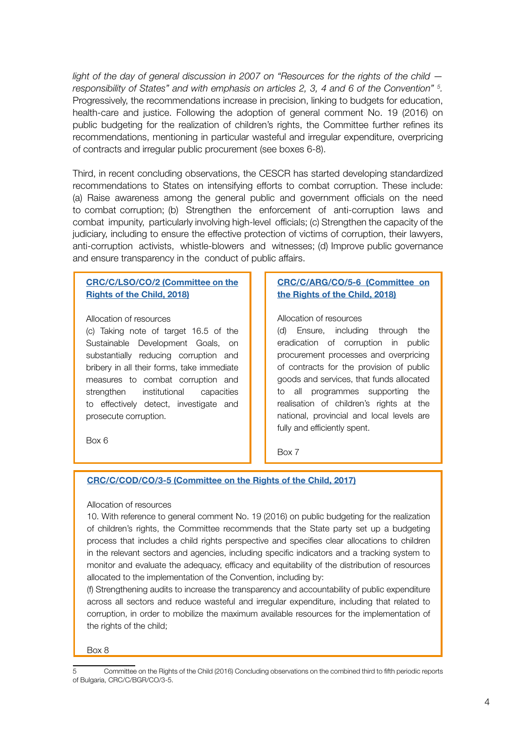*light of the day of general discussion in 2007 on "Resources for the rights of the child — responsibility of States" and with emphasis on articles 2, 3, 4 and 6 of the Convention"* [5]. Progressively, the recommendations increase in precision, linking to budgets for education, health-care and justice. Following the adoption of general comment No. 19 (2016) on public budgeting for the realization of children's rights, the Committee further refines its recommendations, mentioning in particular wasteful and irregular expenditure, overpricing of contracts and irregular public procurement (see boxes 6-8).

Third, in recent concluding observations, the CESCR has started developing standardized recommendations to States on intensifying efforts to combat corruption. These include: (a) Raise awareness among the general public and government officials on the need to combat corruption; (b) Strengthen the enforcement of anti-corruption laws and combat impunity, particularly involving high-level officials; (c) Strengthen the capacity of the judiciary, including to ensure the effective protection of victims of corruption, their lawyers, anti-corruption activists, whistle-blowers and witnesses; (d) Improve public governance and ensure transparency in the conduct of public affairs.

**CRC/C/LSO/CO/2 (Committee on the Rights of the Child, 2018)**

Allocation of resources

(c) Taking note of target 16.5 of the Sustainable Development Goals, on substantially reducing corruption and bribery in all their forms, take immediate measures to combat corruption and strengthen institutional capacities to effectively detect, investigate and prosecute corruption.

Box 6

**CRC/C/ARG/CO/5-6 (Committee on the Rights of the Child, 2018)**

Allocation of resources

(d) Ensure, including through the eradication of corruption in public procurement processes and overpricing of contracts for the provision of public goods and services, that funds allocated to all programmes supporting the realisation of children's rights at the national, provincial and local levels are fully and efficiently spent.

Box 7

**CRC/C/COD/CO/3-5 (Committee on the Rights of the Child, 2017)**

Allocation of resources

10. With reference to general comment No. 19 (2016) on public budgeting for the realization of children's rights, the Committee recommends that the State party set up a budgeting process that includes a child rights perspective and specifies clear allocations to children in the relevant sectors and agencies, including specific indicators and a tracking system to monitor and evaluate the adequacy, efficacy and equitability of the distribution of resources allocated to the implementation of the Convention, including by:

(f) Strengthening audits to increase the transparency and accountability of public expenditure across all sectors and reduce wasteful and irregular expenditure, including that related to corruption, in order to mobilize the maximum available resources for the implementation of the rights of the child;

Box 8

---

[5] Committee on the Rights of the Child (2016) Concluding observations on the combined third to fifth periodic reports of Bulgaria, CRC/C/BGR/CO/3-5.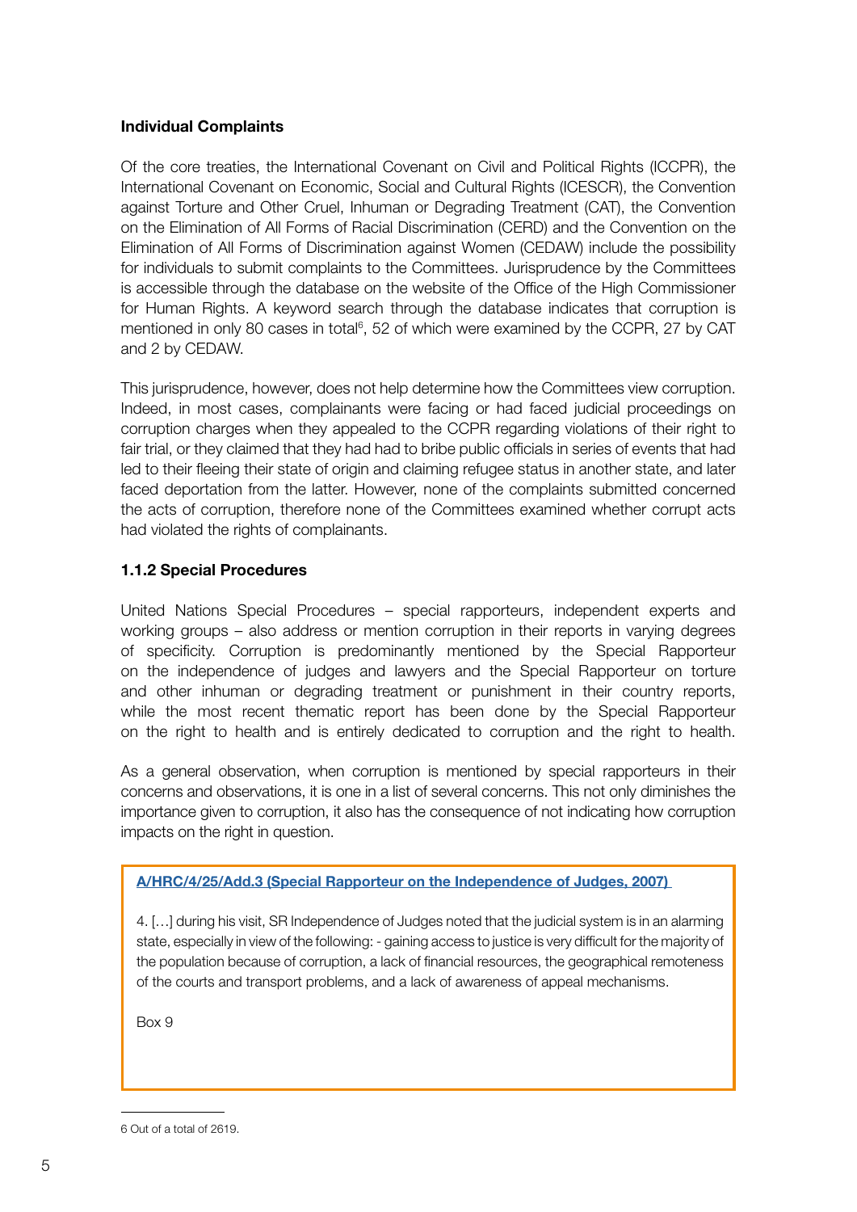**Individual Complaints**

Of the core treaties, the International Covenant on Civil and Political Rights (ICCPR), the International Covenant on Economic, Social and Cultural Rights (ICESCR), the Convention against Torture and Other Cruel, Inhuman or Degrading Treatment (CAT), the Convention on the Elimination of All Forms of Racial Discrimination (CERD) and the Convention on the Elimination of All Forms of Discrimination against Women (CEDAW) include the possibility for individuals to submit complaints to the Committees. Jurisprudence by the Committees is accessible through the database on the website of the Office of the High Commissioner for Human Rights. A keyword search through the database indicates that corruption is mentioned in only 80 cases in total[6], 52 of which were examined by the CCPR, 27 by CAT and 2 by CEDAW.

This jurisprudence, however, does not help determine how the Committees view corruption. Indeed, in most cases, complainants were facing or had faced judicial proceedings on corruption charges when they appealed to the CCPR regarding violations of their right to fair trial, or they claimed that they had had to bribe public officials in series of events that had led to their fleeing their state of origin and claiming refugee status in another state, and later faced deportation from the latter. However, none of the complaints submitted concerned the acts of corruption, therefore none of the Committees examined whether corrupt acts had violated the rights of complainants.

### 1.1.2 Special Procedures

United Nations Special Procedures – special rapporteurs, independent experts and working groups – also address or mention corruption in their reports in varying degrees of specificity. Corruption is predominantly mentioned by the Special Rapporteur on the independence of judges and lawyers and the Special Rapporteur on torture and other inhuman or degrading treatment or punishment in their country reports, while the most recent thematic report has been done by the Special Rapporteur on the right to health and is entirely dedicated to corruption and the right to health.

As a general observation, when corruption is mentioned by special rapporteurs in their concerns and observations, it is one in a list of several concerns. This not only diminishes the importance given to corruption, it also has the consequence of not indicating how corruption impacts on the right in question.

**A/HRC/4/25/Add.3 (Special Rapporteur on the Independence of Judges, 2007)**

4. […] during his visit, SR Independence of Judges noted that the judicial system is in an alarming state, especially in view of the following: - gaining access to justice is very difficult for the majority of the population because of corruption, a lack of financial resources, the geographical remoteness of the courts and transport problems, and a lack of awareness of appeal mechanisms.

Box 9

---

6 Out of a total of 2619.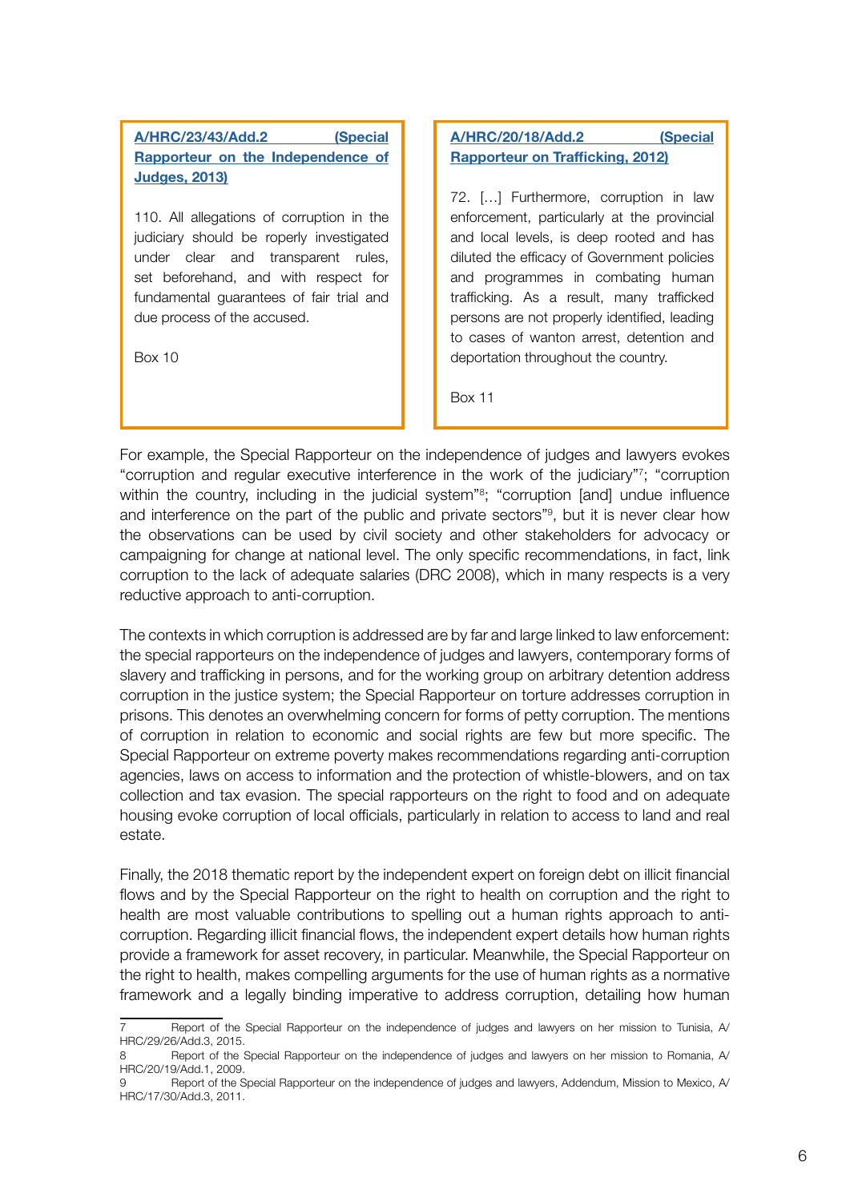**A/HRC/23/43/Add.2 (Special Rapporteur on the Independence of Judges, 2013)**

110. All allegations of corruption in the judiciary should be roperly investigated under clear and transparent rules, set beforehand, and with respect for fundamental guarantees of fair trial and due process of the accused.

Box 10

**A/HRC/20/18/Add.2 (Special Rapporteur on Trafficking, 2012)**

72. […] Furthermore, corruption in law enforcement, particularly at the provincial and local levels, is deep rooted and has diluted the efficacy of Government policies and programmes in combating human trafficking. As a result, many trafficked persons are not properly identified, leading to cases of wanton arrest, detention and deportation throughout the country.

Box 11

For example, the Special Rapporteur on the independence of judges and lawyers evokes "corruption and regular executive interference in the work of the judiciary"[7]; "corruption within the country, including in the judicial system"[8]; "corruption [and] undue influence and interference on the part of the public and private sectors"[9], but it is never clear how the observations can be used by civil society and other stakeholders for advocacy or campaigning for change at national level. The only specific recommendations, in fact, link corruption to the lack of adequate salaries (DRC 2008), which in many respects is a very reductive approach to anti-corruption.

The contexts in which corruption is addressed are by far and large linked to law enforcement: the special rapporteurs on the independence of judges and lawyers, contemporary forms of slavery and trafficking in persons, and for the working group on arbitrary detention address corruption in the justice system; the Special Rapporteur on torture addresses corruption in prisons. This denotes an overwhelming concern for forms of petty corruption. The mentions of corruption in relation to economic and social rights are few but more specific. The Special Rapporteur on extreme poverty makes recommendations regarding anti-corruption agencies, laws on access to information and the protection of whistle-blowers, and on tax collection and tax evasion. The special rapporteurs on the right to food and on adequate housing evoke corruption of local officials, particularly in relation to access to land and real estate.

Finally, the 2018 thematic report by the independent expert on foreign debt on illicit financial flows and by the Special Rapporteur on the right to health on corruption and the right to health are most valuable contributions to spelling out a human rights approach to anti-corruption. Regarding illicit financial flows, the independent expert details how human rights provide a framework for asset recovery, in particular. Meanwhile, the Special Rapporteur on the right to health, makes compelling arguments for the use of human rights as a normative framework and a legally binding imperative to address corruption, detailing how human

---

7 Report of the Special Rapporteur on the independence of judges and lawyers on her mission to Tunisia, A/HRC/29/26/Add.3, 2015.

8 Report of the Special Rapporteur on the independence of judges and lawyers on her mission to Romania, A/HRC/20/19/Add.1, 2009.

9 Report of the Special Rapporteur on the independence of judges and lawyers, Addendum, Mission to Mexico, A/HRC/17/30/Add.3, 2011.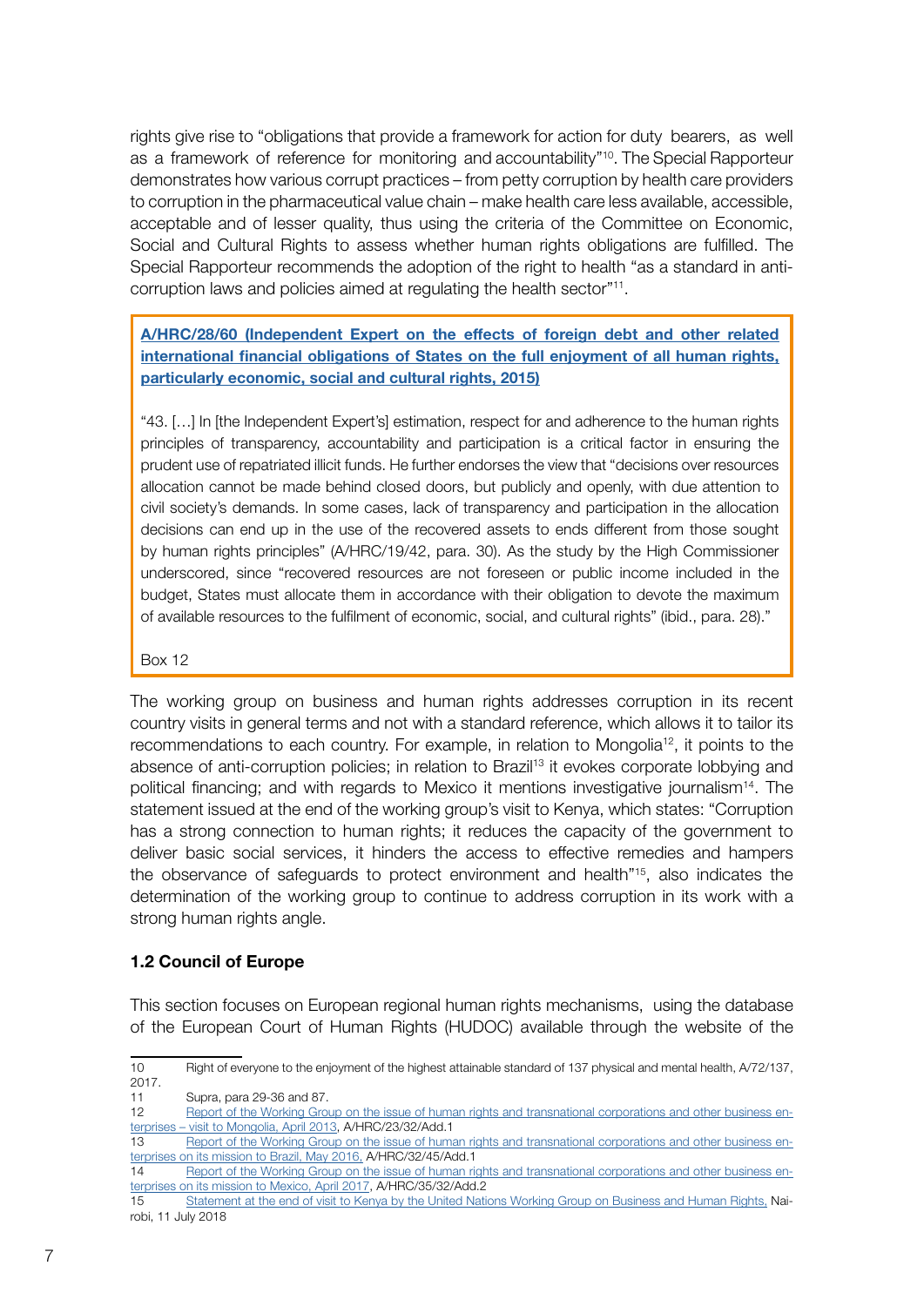rights give rise to "obligations that provide a framework for action for duty bearers, as well as a framework of reference for monitoring and accountability"[10]. The Special Rapporteur demonstrates how various corrupt practices – from petty corruption by health care providers to corruption in the pharmaceutical value chain – make health care less available, accessible, acceptable and of lesser quality, thus using the criteria of the Committee on Economic, Social and Cultural Rights to assess whether human rights obligations are fulfilled. The Special Rapporteur recommends the adoption of the right to health "as a standard in anti-corruption laws and policies aimed at regulating the health sector"[11].

> **A/HRC/28/60 (Independent Expert on the effects of foreign debt and other related international financial obligations of States on the full enjoyment of all human rights, particularly economic, social and cultural rights, 2015)**
>
> "43. […] In [the Independent Expert's] estimation, respect for and adherence to the human rights principles of transparency, accountability and participation is a critical factor in ensuring the prudent use of repatriated illicit funds. He further endorses the view that "decisions over resources allocation cannot be made behind closed doors, but publicly and openly, with due attention to civil society's demands. In some cases, lack of transparency and participation in the allocation decisions can end up in the use of the recovered assets to ends different from those sought by human rights principles" (A/HRC/19/42, para. 30). As the study by the High Commissioner underscored, since "recovered resources are not foreseen or public income included in the budget, States must allocate them in accordance with their obligation to devote the maximum of available resources to the fulfilment of economic, social, and cultural rights" (ibid., para. 28)."
>
> Box 12

The working group on business and human rights addresses corruption in its recent country visits in general terms and not with a standard reference, which allows it to tailor its recommendations to each country. For example, in relation to Mongolia[12], it points to the absence of anti-corruption policies; in relation to Brazil[13] it evokes corporate lobbying and political financing; and with regards to Mexico it mentions investigative journalism[14]. The statement issued at the end of the working group's visit to Kenya, which states: "Corruption has a strong connection to human rights; it reduces the capacity of the government to deliver basic social services, it hinders the access to effective remedies and hampers the observance of safeguards to protect environment and health"[15], also indicates the determination of the working group to continue to address corruption in its work with a strong human rights angle.

### 1.2 Council of Europe

This section focuses on European regional human rights mechanisms, using the database of the European Court of Human Rights (HUDOC) available through the website of the

---

10 Right of everyone to the enjoyment of the highest attainable standard of 137 physical and mental health, A/72/137, 2017.

11 Supra, para 29-36 and 87.

12 Report of the Working Group on the issue of human rights and transnational corporations and other business enterprises – visit to Mongolia, April 2013, A/HRC/23/32/Add.1

13 Report of the Working Group on the issue of human rights and transnational corporations and other business enterprises on its mission to Brazil, May 2016, A/HRC/32/45/Add.1

14 Report of the Working Group on the issue of human rights and transnational corporations and other business enterprises on its mission to Mexico, April 2017, A/HRC/35/32/Add.2

15 Statement at the end of visit to Kenya by the United Nations Working Group on Business and Human Rights, Nairobi, 11 July 2018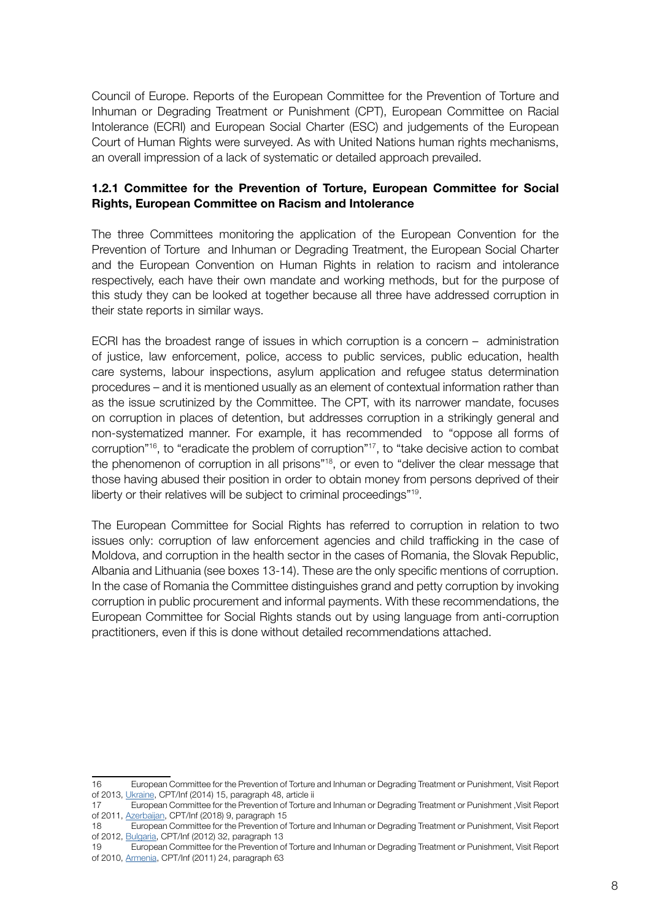Council of Europe. Reports of the European Committee for the Prevention of Torture and Inhuman or Degrading Treatment or Punishment (CPT), European Committee on Racial Intolerance (ECRI) and European Social Charter (ESC) and judgements of the European Court of Human Rights were surveyed. As with United Nations human rights mechanisms, an overall impression of a lack of systematic or detailed approach prevailed.

### 1.2.1 Committee for the Prevention of Torture, European Committee for Social Rights, European Committee on Racism and Intolerance

The three Committees monitoring the application of the European Convention for the Prevention of Torture and Inhuman or Degrading Treatment, the European Social Charter and the European Convention on Human Rights in relation to racism and intolerance respectively, each have their own mandate and working methods, but for the purpose of this study they can be looked at together because all three have addressed corruption in their state reports in similar ways.

ECRI has the broadest range of issues in which corruption is a concern – administration of justice, law enforcement, police, access to public services, public education, health care systems, labour inspections, asylum application and refugee status determination procedures – and it is mentioned usually as an element of contextual information rather than as the issue scrutinized by the Committee. The CPT, with its narrower mandate, focuses on corruption in places of detention, but addresses corruption in a strikingly general and non-systematized manner. For example, it has recommended to "oppose all forms of corruption"[16], to "eradicate the problem of corruption"[17], to "take decisive action to combat the phenomenon of corruption in all prisons"[18], or even to "deliver the clear message that those having abused their position in order to obtain money from persons deprived of their liberty or their relatives will be subject to criminal proceedings"[19].

The European Committee for Social Rights has referred to corruption in relation to two issues only: corruption of law enforcement agencies and child trafficking in the case of Moldova, and corruption in the health sector in the cases of Romania, the Slovak Republic, Albania and Lithuania (see boxes 13-14). These are the only specific mentions of corruption. In the case of Romania the Committee distinguishes grand and petty corruption by invoking corruption in public procurement and informal payments. With these recommendations, the European Committee for Social Rights stands out by using language from anti-corruption practitioners, even if this is done without detailed recommendations attached.

---

16 European Committee for the Prevention of Torture and Inhuman or Degrading Treatment or Punishment, Visit Report of 2013, Ukraine, CPT/Inf (2014) 15, paragraph 48, article ii

17 European Committee for the Prevention of Torture and Inhuman or Degrading Treatment or Punishment ,Visit Report of 2011, Azerbaijan, CPT/Inf (2018) 9, paragraph 15

18 European Committee for the Prevention of Torture and Inhuman or Degrading Treatment or Punishment, Visit Report of 2012, Bulgaria, CPT/Inf (2012) 32, paragraph 13

19 European Committee for the Prevention of Torture and Inhuman or Degrading Treatment or Punishment, Visit Report of 2010, Armenia, CPT/Inf (2011) 24, paragraph 63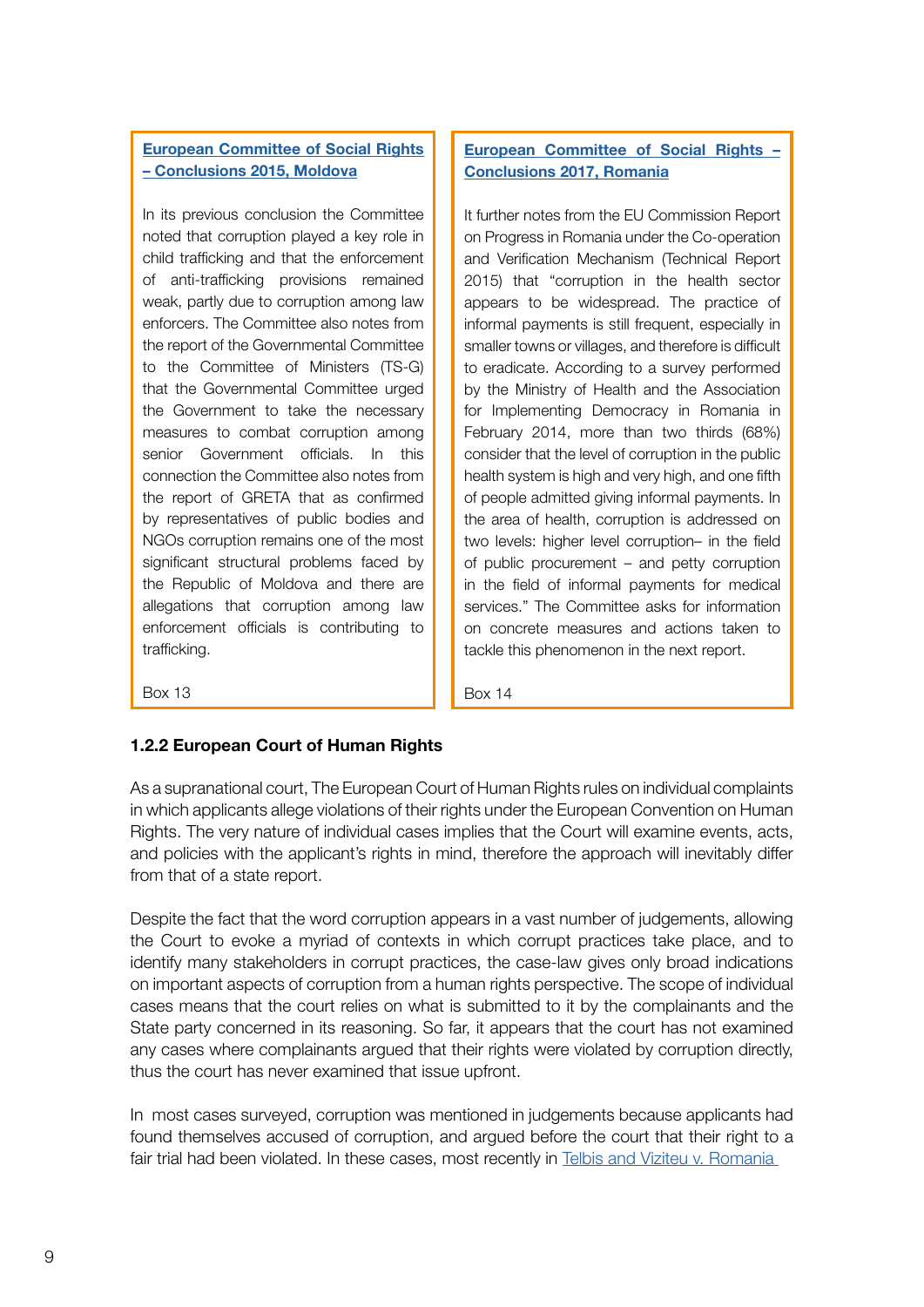**[European Committee of Social Rights – Conclusions 2015, Moldova]**

In its previous conclusion the Committee noted that corruption played a key role in child trafficking and that the enforcement of anti-trafficking provisions remained weak, partly due to corruption among law enforcers. The Committee also notes from the report of the Governmental Committee to the Committee of Ministers (TS-G) that the Governmental Committee urged the Government to take the necessary measures to combat corruption among senior Government officials. In this connection the Committee also notes from the report of GRETA that as confirmed by representatives of public bodies and NGOs corruption remains one of the most significant structural problems faced by the Republic of Moldova and there are allegations that corruption among law enforcement officials is contributing to trafficking.

Box 13

**[European Committee of Social Rights – Conclusions 2017, Romania]**

It further notes from the EU Commission Report on Progress in Romania under the Co-operation and Verification Mechanism (Technical Report 2015) that "corruption in the health sector appears to be widespread. The practice of informal payments is still frequent, especially in smaller towns or villages, and therefore is difficult to eradicate. According to a survey performed by the Ministry of Health and the Association for Implementing Democracy in Romania in February 2014, more than two thirds (68%) consider that the level of corruption in the public health system is high and very high, and one fifth of people admitted giving informal payments. In the area of health, corruption is addressed on two levels: higher level corruption– in the field of public procurement – and petty corruption in the field of informal payments for medical services." The Committee asks for information on concrete measures and actions taken to tackle this phenomenon in the next report.

Box 14

### 1.2.2 European Court of Human Rights

As a supranational court, The European Court of Human Rights rules on individual complaints in which applicants allege violations of their rights under the European Convention on Human Rights. The very nature of individual cases implies that the Court will examine events, acts, and policies with the applicant's rights in mind, therefore the approach will inevitably differ from that of a state report.

Despite the fact that the word corruption appears in a vast number of judgements, allowing the Court to evoke a myriad of contexts in which corrupt practices take place, and to identify many stakeholders in corrupt practices, the case-law gives only broad indications on important aspects of corruption from a human rights perspective. The scope of individual cases means that the court relies on what is submitted to it by the complainants and the State party concerned in its reasoning. So far, it appears that the court has not examined any cases where complainants argued that their rights were violated by corruption directly, thus the court has never examined that issue upfront.

In most cases surveyed, corruption was mentioned in judgements because applicants had found themselves accused of corruption, and argued before the court that their right to a fair trial had been violated. In these cases, most recently in [Telbis and Viziteu v. Romania]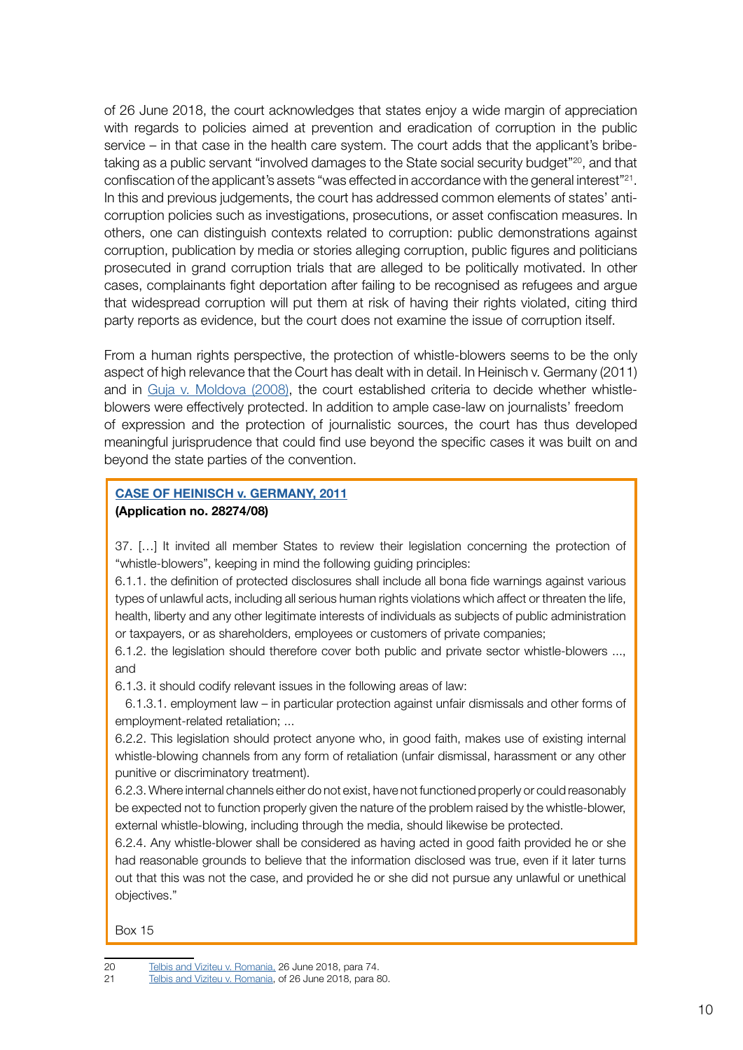of 26 June 2018, the court acknowledges that states enjoy a wide margin of appreciation with regards to policies aimed at prevention and eradication of corruption in the public service – in that case in the health care system. The court adds that the applicant's bribe-taking as a public servant "involved damages to the State social security budget"[20], and that confiscation of the applicant's assets "was effected in accordance with the general interest"[21]. In this and previous judgements, the court has addressed common elements of states' anti-corruption policies such as investigations, prosecutions, or asset confiscation measures. In others, one can distinguish contexts related to corruption: public demonstrations against corruption, publication by media or stories alleging corruption, public figures and politicians prosecuted in grand corruption trials that are alleged to be politically motivated. In other cases, complainants fight deportation after failing to be recognised as refugees and argue that widespread corruption will put them at risk of having their rights violated, citing third party reports as evidence, but the court does not examine the issue of corruption itself.

From a human rights perspective, the protection of whistle-blowers seems to be the only aspect of high relevance that the Court has dealt with in detail. In Heinisch v. Germany (2011) and in [Guja v. Moldova (2008)](), the court established criteria to decide whether whistle-blowers were effectively protected. In addition to ample case-law on journalists' freedom of expression and the protection of journalistic sources, the court has thus developed meaningful jurisprudence that could find use beyond the specific cases it was built on and beyond the state parties of the convention.

**[CASE OF HEINISCH v. GERMANY, 2011]()**
**(Application no. 28274/08)**

37. […] It invited all member States to review their legislation concerning the protection of "whistle-blowers", keeping in mind the following guiding principles:

6.1.1. the definition of protected disclosures shall include all bona fide warnings against various types of unlawful acts, including all serious human rights violations which affect or threaten the life, health, liberty and any other legitimate interests of individuals as subjects of public administration or taxpayers, or as shareholders, employees or customers of private companies;

6.1.2. the legislation should therefore cover both public and private sector whistle-blowers ..., and

6.1.3. it should codify relevant issues in the following areas of law:

6.1.3.1. employment law – in particular protection against unfair dismissals and other forms of employment-related retaliation; ...

6.2.2. This legislation should protect anyone who, in good faith, makes use of existing internal whistle-blowing channels from any form of retaliation (unfair dismissal, harassment or any other punitive or discriminatory treatment).

6.2.3. Where internal channels either do not exist, have not functioned properly or could reasonably be expected not to function properly given the nature of the problem raised by the whistle-blower, external whistle-blowing, including through the media, should likewise be protected.

6.2.4. Any whistle-blower shall be considered as having acted in good faith provided he or she had reasonable grounds to believe that the information disclosed was true, even if it later turns out that this was not the case, and provided he or she did not pursue any unlawful or unethical objectives."

Box 15

---

20 [Telbis and Viziteu v. Romania](), 26 June 2018, para 74.

21 [Telbis and Viziteu v. Romania](), of 26 June 2018, para 80.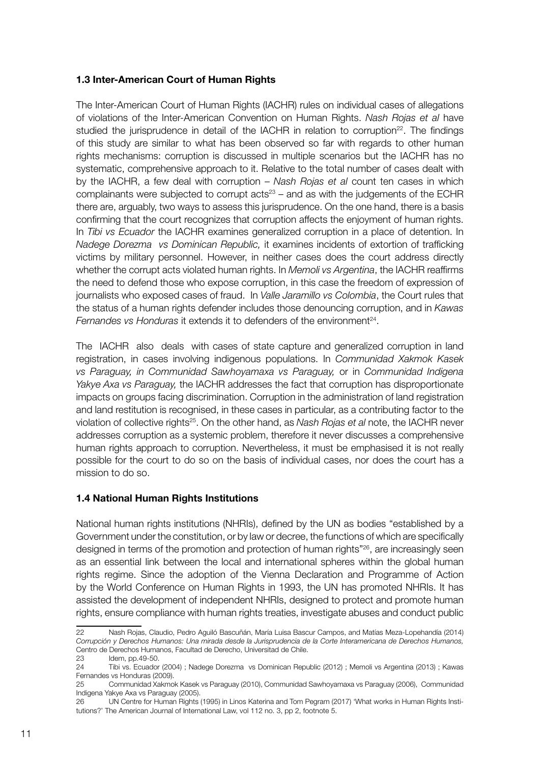### 1.3 Inter-American Court of Human Rights

The Inter-American Court of Human Rights (IACHR) rules on individual cases of allegations of violations of the Inter-American Convention on Human Rights. *Nash Rojas et al* have studied the jurisprudence in detail of the IACHR in relation to corruption[22]. The findings of this study are similar to what has been observed so far with regards to other human rights mechanisms: corruption is discussed in multiple scenarios but the IACHR has no systematic, comprehensive approach to it. Relative to the total number of cases dealt with by the IACHR, a few deal with corruption – *Nash Rojas et al* count ten cases in which complainants were subjected to corrupt acts[23] – and as with the judgements of the ECHR there are, arguably, two ways to assess this jurisprudence. On the one hand, there is a basis confirming that the court recognizes that corruption affects the enjoyment of human rights. In *Tibi vs Ecuador* the IACHR examines generalized corruption in a place of detention. In *Nadege Dorezma vs Dominican Republic,* it examines incidents of extortion of trafficking victims by military personnel. However, in neither cases does the court address directly whether the corrupt acts violated human rights. In *Memoli vs Argentina*, the IACHR reaffirms the need to defend those who expose corruption, in this case the freedom of expression of journalists who exposed cases of fraud. In *Valle Jaramillo vs Colombia*, the Court rules that the status of a human rights defender includes those denouncing corruption, and in *Kawas Fernandes vs Honduras* it extends it to defenders of the environment[24].

The IACHR also deals with cases of state capture and generalized corruption in land registration, in cases involving indigenous populations. In *Communidad Xakmok Kasek vs Paraguay, in Communidad Sawhoyamaxa vs Paraguay,* or in *Communidad Indigena Yakye Axa vs Paraguay,* the IACHR addresses the fact that corruption has disproportionate impacts on groups facing discrimination. Corruption in the administration of land registration and land restitution is recognised, in these cases in particular, as a contributing factor to the violation of collective rights[25]. On the other hand, as *Nash Rojas et al* note, the IACHR never addresses corruption as a systemic problem, therefore it never discusses a comprehensive human rights approach to corruption. Nevertheless, it must be emphasised it is not really possible for the court to do so on the basis of individual cases, nor does the court has a mission to do so.

### 1.4 National Human Rights Institutions

National human rights institutions (NHRIs), defined by the UN as bodies "established by a Government under the constitution, or by law or decree, the functions of which are specifically designed in terms of the promotion and protection of human rights"[26], are increasingly seen as an essential link between the local and international spheres within the global human rights regime. Since the adoption of the Vienna Declaration and Programme of Action by the World Conference on Human Rights in 1993, the UN has promoted NHRIs. It has assisted the development of independent NHRIs, designed to protect and promote human rights, ensure compliance with human rights treaties, investigate abuses and conduct public

---

22 Nash Rojas, Claudio, Pedro Aguiló Bascuñán, María Luisa Bascur Campos, and Matías Meza-Lopehandía (2014) *Corrupción y Derechos Humanos: Una mirada desde la Jurisprudencia de la Corte Interamericana de Derechos Humanos,* Centro de Derechos Humanos, Facultad de Derecho, Universitad de Chile.

23 Idem, pp.49-50.

24 Tibi vs. Ecuador (2004) ; Nadege Dorezma vs Dominican Republic (2012) ; Memoli vs Argentina (2013) ; Kawas Fernandes vs Honduras (2009).

25 Communidad Xakmok Kasek vs Paraguay (2010), Communidad Sawhoyamaxa vs Paraguay (2006), Communidad Indigena Yakye Axa vs Paraguay (2005).

26 UN Centre for Human Rights (1995) in Linos Katerina and Tom Pegram (2017) 'What works in Human Rights Institutions?' The American Journal of International Law, vol 112 no. 3, pp 2, footnote 5.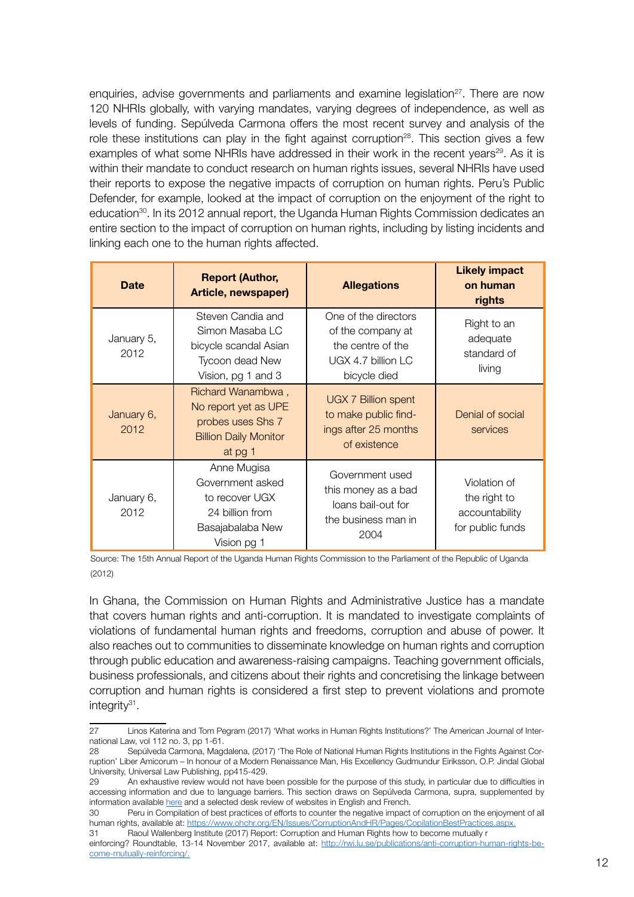enquiries, advise governments and parliaments and examine legislation[27]. There are now 120 NHRIs globally, with varying mandates, varying degrees of independence, as well as levels of funding. Sepúlveda Carmona offers the most recent survey and analysis of the role these institutions can play in the fight against corruption[28]. This section gives a few examples of what some NHRIs have addressed in their work in the recent years[29]. As it is within their mandate to conduct research on human rights issues, several NHRIs have used their reports to expose the negative impacts of corruption on human rights. Peru's Public Defender, for example, looked at the impact of corruption on the enjoyment of the right to education[30]. In its 2012 annual report, the Uganda Human Rights Commission dedicates an entire section to the impact of corruption on human rights, including by listing incidents and linking each one to the human rights affected.

| Date | Report (Author, Article, newspaper) | Allegations | Likely impact on human rights |
|---|---|---|---|
| January 5, 2012 | Steven Candia and Simon Masaba LC bicycle scandal Asian Tycoon dead New Vision, pg 1 and 3 | One of the directors of the company at the centre of the UGX 4.7 billion LC bicycle died | Right to an adequate standard of living |
| January 6, 2012 | Richard Wanambwa , No report yet as UPE probes uses Shs 7 Billion Daily Monitor at pg 1 | UGX 7 Billion spent to make public findings after 25 months of existence | Denial of social services |
| January 6, 2012 | Anne Mugisa Government asked to recover UGX 24 billion from Basajabalaba New Vision pg 1 | Government used this money as a bad loans bail-out for the business man in 2004 | Violation of the right to accountability for public funds |

Source: The 15th Annual Report of the Uganda Human Rights Commission to the Parliament of the Republic of Uganda (2012)

In Ghana, the Commission on Human Rights and Administrative Justice has a mandate that covers human rights and anti-corruption. It is mandated to investigate complaints of violations of fundamental human rights and freedoms, corruption and abuse of power. It also reaches out to communities to disseminate knowledge on human rights and corruption through public education and awareness-raising campaigns. Teaching government officials, business professionals, and citizens about their rights and concretising the linkage between corruption and human rights is considered a first step to prevent violations and promote integrity[31].

---

27 Linos Katerina and Tom Pegram (2017) 'What works in Human Rights Institutions?' The American Journal of International Law, vol 112 no. 3, pp 1-61.

28 Sepúlveda Carmona, Magdalena, (2017) 'The Role of National Human Rights Institutions in the Fights Against Corruption' Liber Amicorum – In honour of a Modern Renaissance Man, His Excellency Gudmundur Eiriksson, O.P. Jindal Global University, Universal Law Publishing, pp415-429.

29 An exhaustive review would not have been possible for the purpose of this study, in particular due to difficulties in accessing information and due to language barriers. This section draws on Sepúlveda Carmona, supra, supplemented by information available here and a selected desk review of websites in English and French.

30 Peru in Compilation of best practices of efforts to counter the negative impact of corruption on the enjoyment of all human rights, available at: https://www.ohchr.org/EN/Issues/CorruptionAndHR/Pages/CopilationBestPractices.aspx.

31 Raoul Wallenberg Institute (2017) Report: Corruption and Human Rights how to become mutually reinforcing? Roundtable, 13-14 November 2017, available at: http://rwi.lu.se/publications/anti-corruption-human-rights-become-mutually-reinforcing/.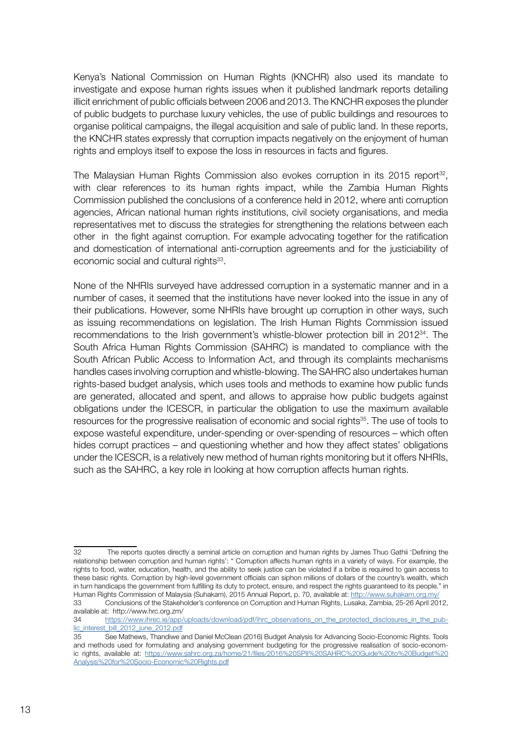Kenya's National Commission on Human Rights (KNCHR) also used its mandate to investigate and expose human rights issues when it published landmark reports detailing illicit enrichment of public officials between 2006 and 2013. The KNCHR exposes the plunder of public budgets to purchase luxury vehicles, the use of public buildings and resources to organise political campaigns, the illegal acquisition and sale of public land. In these reports, the KNCHR states expressly that corruption impacts negatively on the enjoyment of human rights and employs itself to expose the loss in resources in facts and figures.

The Malaysian Human Rights Commission also evokes corruption in its 2015 report[32], with clear references to its human rights impact, while the Zambia Human Rights Commission published the conclusions of a conference held in 2012, where anti corruption agencies, African national human rights institutions, civil society organisations, and media representatives met to discuss the strategies for strengthening the relations between each other in the fight against corruption. For example advocating together for the ratification and domestication of international anti-corruption agreements and for the justiciability of economic social and cultural rights[33].

None of the NHRIs surveyed have addressed corruption in a systematic manner and in a number of cases, it seemed that the institutions have never looked into the issue in any of their publications. However, some NHRIs have brought up corruption in other ways, such as issuing recommendations on legislation. The Irish Human Rights Commission issued recommendations to the Irish government's whistle-blower protection bill in 2012[34]. The South Africa Human Rights Commission (SAHRC) is mandated to compliance with the South African Public Access to Information Act, and through its complaints mechanisms handles cases involving corruption and whistle-blowing. The SAHRC also undertakes human rights-based budget analysis, which uses tools and methods to examine how public funds are generated, allocated and spent, and allows to appraise how public budgets against obligations under the ICESCR, in particular the obligation to use the maximum available resources for the progressive realisation of economic and social rights[35]. The use of tools to expose wasteful expenditure, under-spending or over-spending of resources – which often hides corrupt practices – and questioning whether and how they affect states' obligations under the ICESCR, is a relatively new method of human rights monitoring but it offers NHRIs, such as the SAHRC, a key role in looking at how corruption affects human rights.

---

32 The reports quotes directly a seminal article on corruption and human rights by James Thuo Gathii 'Defining the relationship between corruption and human rights': " Corruption affects human rights in a variety of ways. For example, the rights to food, water, education, health, and the ability to seek justice can be violated if a bribe is required to gain access to these basic rights. Corruption by high-level government officials can siphon millions of dollars of the country's wealth, which in turn handicaps the government from fulfilling its duty to protect, ensure, and respect the rights guaranteed to its people." in Human Rights Commission of Malaysia (Suhakam), 2015 Annual Report, p. 70, available at: http://www.suhakam.org.my/

33 Conclusions of the Stakeholder's conference on Corruption and Human Rights, Lusaka, Zambia, 25-26 April 2012, available at: http://www.hrc.org.zm/

34 https://www.ihrec.ie/app/uploads/download/pdf/ihrc_observations_on_the_protected_disclosures_in_the_public_interest_bill_2012_june_2012.pdf

35 See Mathews, Thandiwe and Daniel McClean (2016) Budget Analysis for Advancing Socio-Economic Rights. Tools and methods used for formulating and analysing government budgeting for the progressive realisation of socio-economic rights, available at: https://www.sahrc.org.za/home/21/files/2016%20SPII%20SAHRC%20Guide%20to%20Budget%20Analysis%20for%20Socio-Economic%20Rights.pdf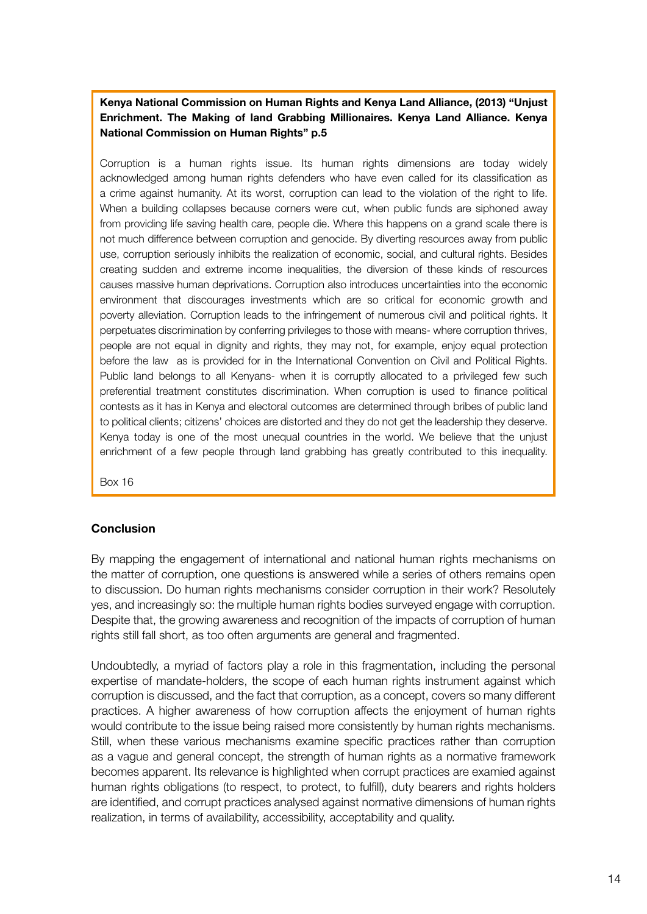**Kenya National Commission on Human Rights and Kenya Land Alliance, (2013) "Unjust Enrichment. The Making of land Grabbing Millionaires. Kenya Land Alliance. Kenya National Commission on Human Rights" p.5**

Corruption is a human rights issue. Its human rights dimensions are today widely acknowledged among human rights defenders who have even called for its classification as a crime against humanity. At its worst, corruption can lead to the violation of the right to life. When a building collapses because corners were cut, when public funds are siphoned away from providing life saving health care, people die. Where this happens on a grand scale there is not much difference between corruption and genocide. By diverting resources away from public use, corruption seriously inhibits the realization of economic, social, and cultural rights. Besides creating sudden and extreme income inequalities, the diversion of these kinds of resources causes massive human deprivations. Corruption also introduces uncertainties into the economic environment that discourages investments which are so critical for economic growth and poverty alleviation. Corruption leads to the infringement of numerous civil and political rights. It perpetuates discrimination by conferring privileges to those with means- where corruption thrives, people are not equal in dignity and rights, they may not, for example, enjoy equal protection before the law as is provided for in the International Convention on Civil and Political Rights. Public land belongs to all Kenyans- when it is corruptly allocated to a privileged few such preferential treatment constitutes discrimination. When corruption is used to finance political contests as it has in Kenya and electoral outcomes are determined through bribes of public land to political clients; citizens' choices are distorted and they do not get the leadership they deserve. Kenya today is one of the most unequal countries in the world. We believe that the unjust enrichment of a few people through land grabbing has greatly contributed to this inequality.

Box 16

## Conclusion

By mapping the engagement of international and national human rights mechanisms on the matter of corruption, one questions is answered while a series of others remains open to discussion. Do human rights mechanisms consider corruption in their work? Resolutely yes, and increasingly so: the multiple human rights bodies surveyed engage with corruption. Despite that, the growing awareness and recognition of the impacts of corruption of human rights still fall short, as too often arguments are general and fragmented.

Undoubtedly, a myriad of factors play a role in this fragmentation, including the personal expertise of mandate-holders, the scope of each human rights instrument against which corruption is discussed, and the fact that corruption, as a concept, covers so many different practices. A higher awareness of how corruption affects the enjoyment of human rights would contribute to the issue being raised more consistently by human rights mechanisms. Still, when these various mechanisms examine specific practices rather than corruption as a vague and general concept, the strength of human rights as a normative framework becomes apparent. Its relevance is highlighted when corrupt practices are examied against human rights obligations (to respect, to protect, to fulfill), duty bearers and rights holders are identified, and corrupt practices analysed against normative dimensions of human rights realization, in terms of availability, accessibility, acceptability and quality.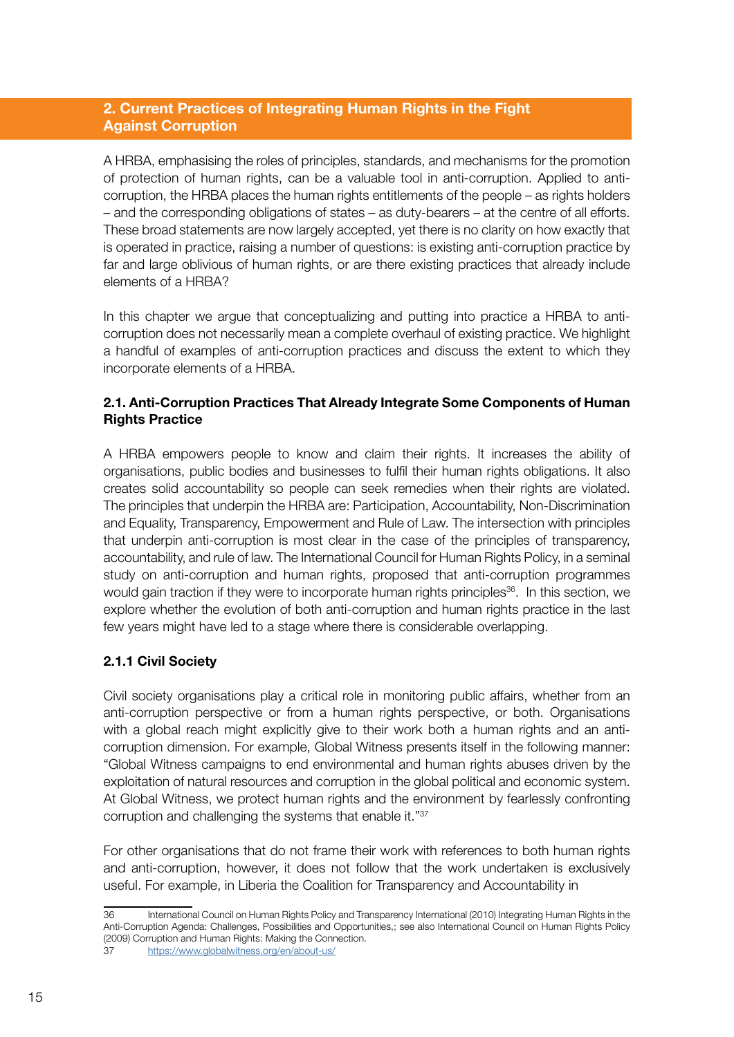## 2. Current Practices of Integrating Human Rights in the Fight Against Corruption

A HRBA, emphasising the roles of principles, standards, and mechanisms for the promotion of protection of human rights, can be a valuable tool in anti-corruption. Applied to anti-corruption, the HRBA places the human rights entitlements of the people – as rights holders – and the corresponding obligations of states – as duty-bearers – at the centre of all efforts. These broad statements are now largely accepted, yet there is no clarity on how exactly that is operated in practice, raising a number of questions: is existing anti-corruption practice by far and large oblivious of human rights, or are there existing practices that already include elements of a HRBA?

In this chapter we argue that conceptualizing and putting into practice a HRBA to anti-corruption does not necessarily mean a complete overhaul of existing practice. We highlight a handful of examples of anti-corruption practices and discuss the extent to which they incorporate elements of a HRBA.

### 2.1. Anti-Corruption Practices That Already Integrate Some Components of Human Rights Practice

A HRBA empowers people to know and claim their rights. It increases the ability of organisations, public bodies and businesses to fulfil their human rights obligations. It also creates solid accountability so people can seek remedies when their rights are violated. The principles that underpin the HRBA are: Participation, Accountability, Non-Discrimination and Equality, Transparency, Empowerment and Rule of Law. The intersection with principles that underpin anti-corruption is most clear in the case of the principles of transparency, accountability, and rule of law. The International Council for Human Rights Policy, in a seminal study on anti-corruption and human rights, proposed that anti-corruption programmes would gain traction if they were to incorporate human rights principles[36]. In this section, we explore whether the evolution of both anti-corruption and human rights practice in the last few years might have led to a stage where there is considerable overlapping.

#### 2.1.1 Civil Society

Civil society organisations play a critical role in monitoring public affairs, whether from an anti-corruption perspective or from a human rights perspective, or both. Organisations with a global reach might explicitly give to their work both a human rights and an anti-corruption dimension. For example, Global Witness presents itself in the following manner: "Global Witness campaigns to end environmental and human rights abuses driven by the exploitation of natural resources and corruption in the global political and economic system. At Global Witness, we protect human rights and the environment by fearlessly confronting corruption and challenging the systems that enable it."[37]

For other organisations that do not frame their work with references to both human rights and anti-corruption, however, it does not follow that the work undertaken is exclusively useful. For example, in Liberia the Coalition for Transparency and Accountability in

---

36 International Council on Human Rights Policy and Transparency International (2010) Integrating Human Rights in the Anti-Corruption Agenda: Challenges, Possibilities and Opportunities,; see also International Council on Human Rights Policy (2009) Corruption and Human Rights: Making the Connection.

37 https://www.globalwitness.org/en/about-us/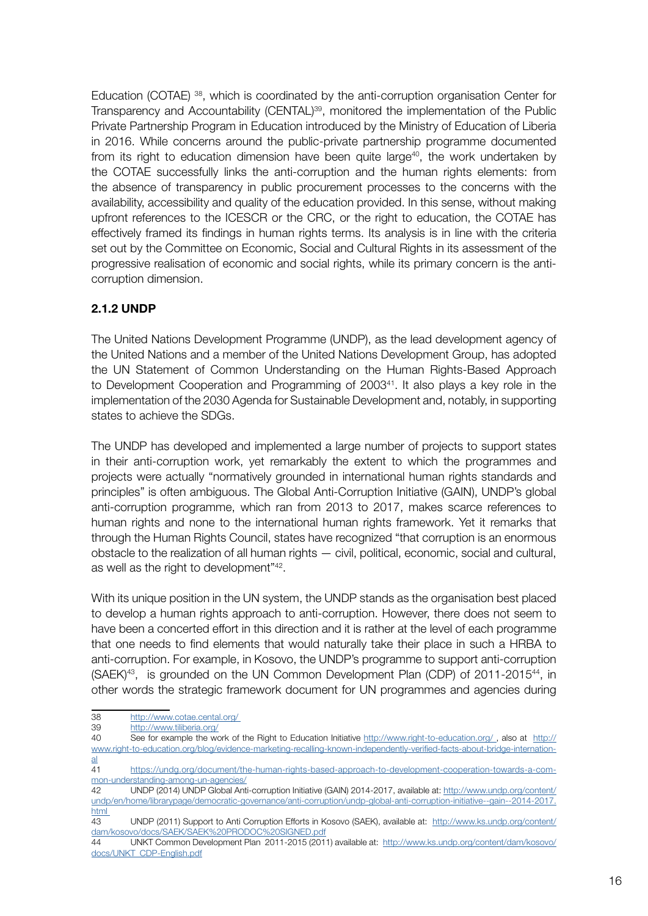Education (COTAE) [38], which is coordinated by the anti-corruption organisation Center for Transparency and Accountability (CENTAL)[39], monitored the implementation of the Public Private Partnership Program in Education introduced by the Ministry of Education of Liberia in 2016. While concerns around the public-private partnership programme documented from its right to education dimension have been quite large[40], the work undertaken by the COTAE successfully links the anti-corruption and the human rights elements: from the absence of transparency in public procurement processes to the concerns with the availability, accessibility and quality of the education provided. In this sense, without making upfront references to the ICESCR or the CRC, or the right to education, the COTAE has effectively framed its findings in human rights terms. Its analysis is in line with the criteria set out by the Committee on Economic, Social and Cultural Rights in its assessment of the progressive realisation of economic and social rights, while its primary concern is the anti-corruption dimension.

### 2.1.2 UNDP

The United Nations Development Programme (UNDP), as the lead development agency of the United Nations and a member of the United Nations Development Group, has adopted the UN Statement of Common Understanding on the Human Rights-Based Approach to Development Cooperation and Programming of 2003[41]. It also plays a key role in the implementation of the 2030 Agenda for Sustainable Development and, notably, in supporting states to achieve the SDGs.

The UNDP has developed and implemented a large number of projects to support states in their anti-corruption work, yet remarkably the extent to which the programmes and projects were actually "normatively grounded in international human rights standards and principles" is often ambiguous. The Global Anti-Corruption Initiative (GAIN), UNDP's global anti-corruption programme, which ran from 2013 to 2017, makes scarce references to human rights and none to the international human rights framework. Yet it remarks that through the Human Rights Council, states have recognized "that corruption is an enormous obstacle to the realization of all human rights — civil, political, economic, social and cultural, as well as the right to development"[42].

With its unique position in the UN system, the UNDP stands as the organisation best placed to develop a human rights approach to anti-corruption. However, there does not seem to have been a concerted effort in this direction and it is rather at the level of each programme that one needs to find elements that would naturally take their place in such a HRBA to anti-corruption. For example, in Kosovo, the UNDP's programme to support anti-corruption (SAEK)[43], is grounded on the UN Common Development Plan (CDP) of 2011-2015[44], in other words the strategic framework document for UN programmes and agencies during

---

38 http://www.cotae.cental.org/

39 http://www.tiliberia.org/

40 See for example the work of the Right to Education Initiative http://www.right-to-education.org/ , also at http://www.right-to-education.org/blog/evidence-marketing-recalling-known-independently-verified-facts-about-bridge-international

41 https://undg.org/document/the-human-rights-based-approach-to-development-cooperation-towards-a-common-understanding-among-un-agencies/

42 UNDP (2014) UNDP Global Anti-corruption Initiative (GAIN) 2014-2017, available at: http://www.undp.org/content/undp/en/home/librarypage/democratic-governance/anti-corruption/undp-global-anti-corruption-initiative--gain--2014-2017.html

43 UNDP (2011) Support to Anti Corruption Efforts in Kosovo (SAEK), available at: http://www.ks.undp.org/content/dam/kosovo/docs/SAEK/SAEK%20PRODOC%20SIGNED.pdf

44 UNKT Common Development Plan 2011-2015 (2011) available at: http://www.ks.undp.org/content/dam/kosovo/docs/UNKT_CDP-English.pdf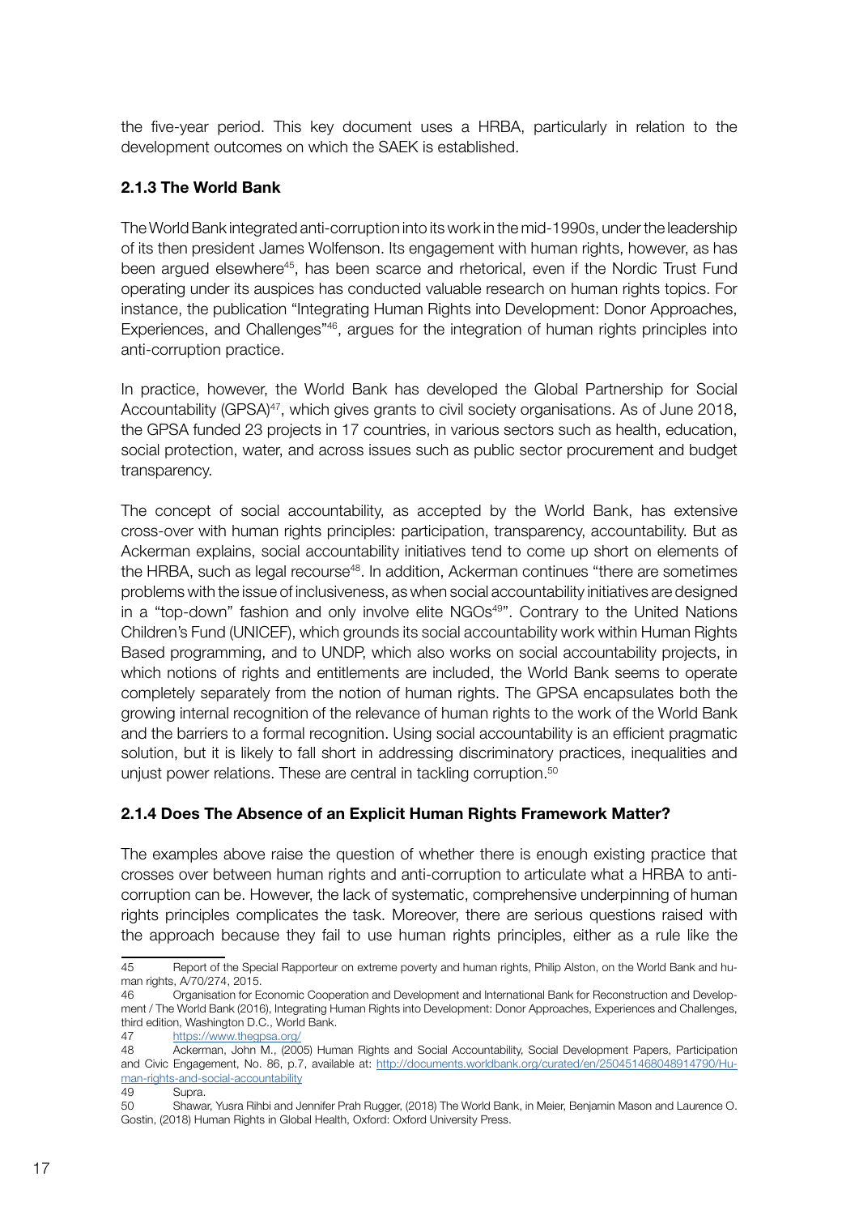the five-year period. This key document uses a HRBA, particularly in relation to the development outcomes on which the SAEK is established.

### 2.1.3 The World Bank

The World Bank integrated anti-corruption into its work in the mid-1990s, under the leadership of its then president James Wolfenson. Its engagement with human rights, however, as has been argued elsewhere[45], has been scarce and rhetorical, even if the Nordic Trust Fund operating under its auspices has conducted valuable research on human rights topics. For instance, the publication "Integrating Human Rights into Development: Donor Approaches, Experiences, and Challenges"[46], argues for the integration of human rights principles into anti-corruption practice.

In practice, however, the World Bank has developed the Global Partnership for Social Accountability (GPSA)[47], which gives grants to civil society organisations. As of June 2018, the GPSA funded 23 projects in 17 countries, in various sectors such as health, education, social protection, water, and across issues such as public sector procurement and budget transparency.

The concept of social accountability, as accepted by the World Bank, has extensive cross-over with human rights principles: participation, transparency, accountability. But as Ackerman explains, social accountability initiatives tend to come up short on elements of the HRBA, such as legal recourse[48]. In addition, Ackerman continues "there are sometimes problems with the issue of inclusiveness, as when social accountability initiatives are designed in a "top-down" fashion and only involve elite NGOs[49]". Contrary to the United Nations Children's Fund (UNICEF), which grounds its social accountability work within Human Rights Based programming, and to UNDP, which also works on social accountability projects, in which notions of rights and entitlements are included, the World Bank seems to operate completely separately from the notion of human rights. The GPSA encapsulates both the growing internal recognition of the relevance of human rights to the work of the World Bank and the barriers to a formal recognition. Using social accountability is an efficient pragmatic solution, but it is likely to fall short in addressing discriminatory practices, inequalities and unjust power relations. These are central in tackling corruption.[50]

### 2.1.4 Does The Absence of an Explicit Human Rights Framework Matter?

The examples above raise the question of whether there is enough existing practice that crosses over between human rights and anti-corruption to articulate what a HRBA to anti-corruption can be. However, the lack of systematic, comprehensive underpinning of human rights principles complicates the task. Moreover, there are serious questions raised with the approach because they fail to use human rights principles, either as a rule like the

---

45 Report of the Special Rapporteur on extreme poverty and human rights, Philip Alston, on the World Bank and human rights, A/70/274, 2015.

46 Organisation for Economic Cooperation and Development and International Bank for Reconstruction and Development / The World Bank (2016), Integrating Human Rights into Development: Donor Approaches, Experiences and Challenges, third edition, Washington D.C., World Bank.

47 https://www.thegpsa.org/

48 Ackerman, John M., (2005) Human Rights and Social Accountability, Social Development Papers, Participation and Civic Engagement, No. 86, p.7, available at: http://documents.worldbank.org/curated/en/250451468048914790/Human-rights-and-social-accountability

49 Supra.

50 Shawar, Yusra Rihbi and Jennifer Prah Rugger, (2018) The World Bank, in Meier, Benjamin Mason and Laurence O. Gostin, (2018) Human Rights in Global Health, Oxford: Oxford University Press.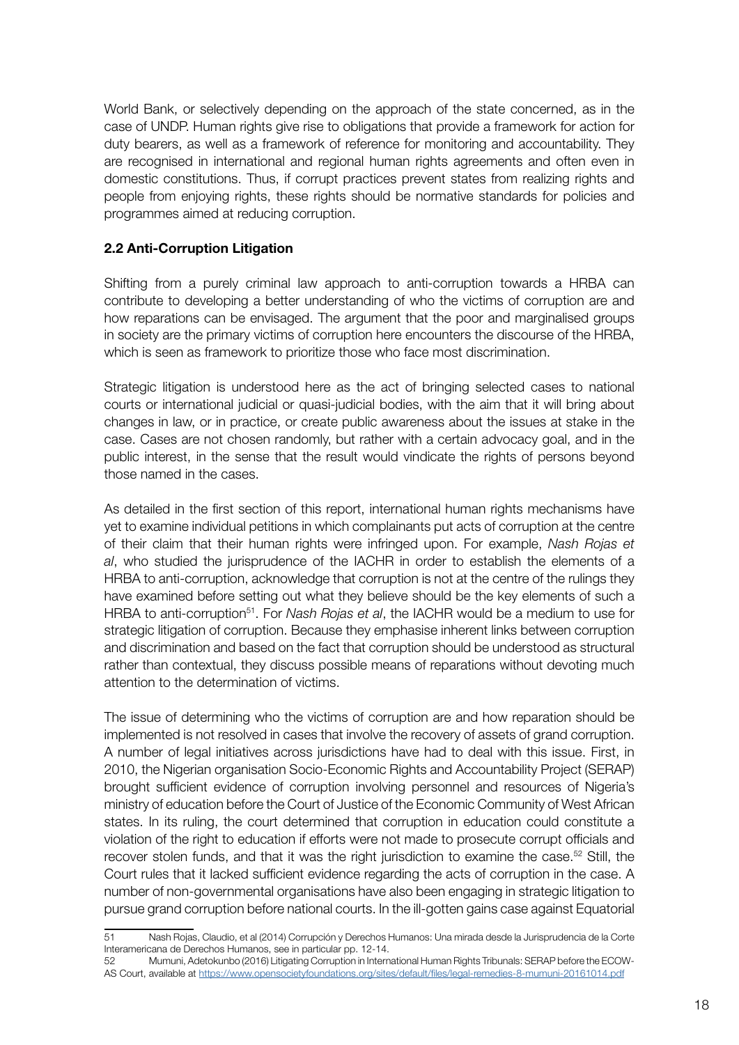World Bank, or selectively depending on the approach of the state concerned, as in the case of UNDP. Human rights give rise to obligations that provide a framework for action for duty bearers, as well as a framework of reference for monitoring and accountability. They are recognised in international and regional human rights agreements and often even in domestic constitutions. Thus, if corrupt practices prevent states from realizing rights and people from enjoying rights, these rights should be normative standards for policies and programmes aimed at reducing corruption.

### 2.2 Anti-Corruption Litigation

Shifting from a purely criminal law approach to anti-corruption towards a HRBA can contribute to developing a better understanding of who the victims of corruption are and how reparations can be envisaged. The argument that the poor and marginalised groups in society are the primary victims of corruption here encounters the discourse of the HRBA, which is seen as framework to prioritize those who face most discrimination.

Strategic litigation is understood here as the act of bringing selected cases to national courts or international judicial or quasi-judicial bodies, with the aim that it will bring about changes in law, or in practice, or create public awareness about the issues at stake in the case. Cases are not chosen randomly, but rather with a certain advocacy goal, and in the public interest, in the sense that the result would vindicate the rights of persons beyond those named in the cases.

As detailed in the first section of this report, international human rights mechanisms have yet to examine individual petitions in which complainants put acts of corruption at the centre of their claim that their human rights were infringed upon. For example, *Nash Rojas et al*, who studied the jurisprudence of the IACHR in order to establish the elements of a HRBA to anti-corruption, acknowledge that corruption is not at the centre of the rulings they have examined before setting out what they believe should be the key elements of such a HRBA to anti-corruption[51]. For *Nash Rojas et al*, the IACHR would be a medium to use for strategic litigation of corruption. Because they emphasise inherent links between corruption and discrimination and based on the fact that corruption should be understood as structural rather than contextual, they discuss possible means of reparations without devoting much attention to the determination of victims.

The issue of determining who the victims of corruption are and how reparation should be implemented is not resolved in cases that involve the recovery of assets of grand corruption. A number of legal initiatives across jurisdictions have had to deal with this issue. First, in 2010, the Nigerian organisation Socio-Economic Rights and Accountability Project (SERAP) brought sufficient evidence of corruption involving personnel and resources of Nigeria's ministry of education before the Court of Justice of the Economic Community of West African states. In its ruling, the court determined that corruption in education could constitute a violation of the right to education if efforts were not made to prosecute corrupt officials and recover stolen funds, and that it was the right jurisdiction to examine the case.[52] Still, the Court rules that it lacked sufficient evidence regarding the acts of corruption in the case. A number of non-governmental organisations have also been engaging in strategic litigation to pursue grand corruption before national courts. In the ill-gotten gains case against Equatorial

---

51 Nash Rojas, Claudio, et al (2014) Corrupción y Derechos Humanos: Una mirada desde la Jurisprudencia de la Corte Interamericana de Derechos Humanos, see in particular pp. 12-14.

52 Mumuni, Adetokunbo (2016) Litigating Corruption in International Human Rights Tribunals: SERAP before the ECOWAS Court, available at https://www.opensocietyfoundations.org/sites/default/files/legal-remedies-8-mumuni-20161014.pdf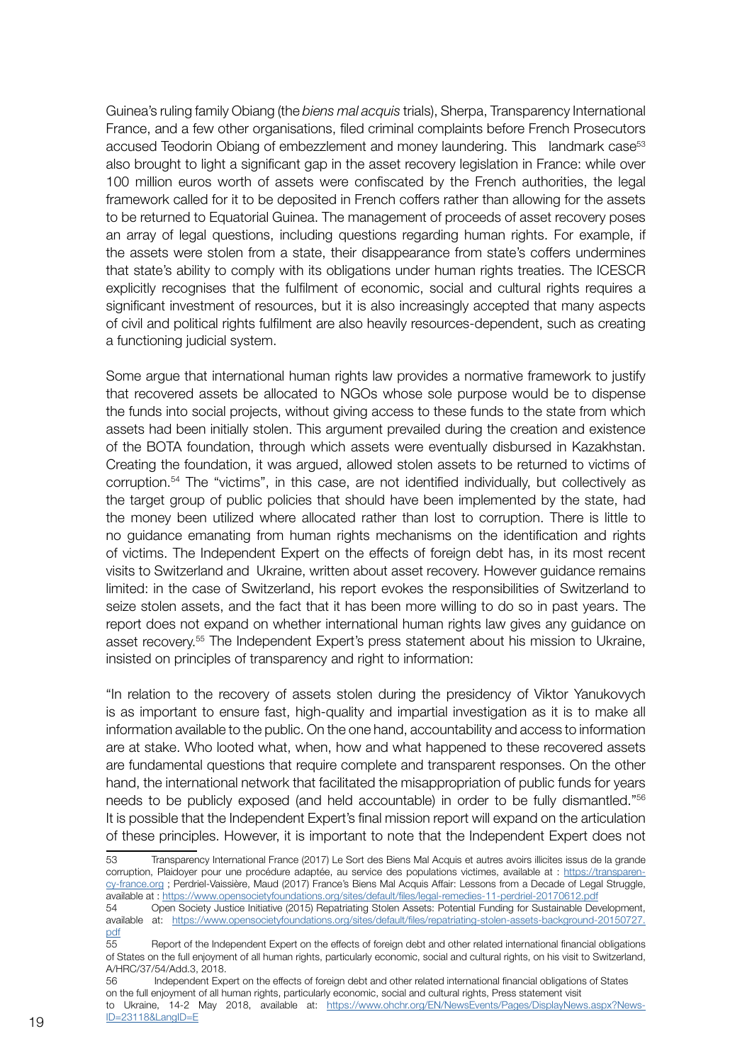Guinea's ruling family Obiang (the *biens mal acquis* trials), Sherpa, Transparency International France, and a few other organisations, filed criminal complaints before French Prosecutors accused Teodorin Obiang of embezzlement and money laundering. This landmark case[53] also brought to light a significant gap in the asset recovery legislation in France: while over 100 million euros worth of assets were confiscated by the French authorities, the legal framework called for it to be deposited in French coffers rather than allowing for the assets to be returned to Equatorial Guinea. The management of proceeds of asset recovery poses an array of legal questions, including questions regarding human rights. For example, if the assets were stolen from a state, their disappearance from state's coffers undermines that state's ability to comply with its obligations under human rights treaties. The ICESCR explicitly recognises that the fulfilment of economic, social and cultural rights requires a significant investment of resources, but it is also increasingly accepted that many aspects of civil and political rights fulfilment are also heavily resources-dependent, such as creating a functioning judicial system.

Some argue that international human rights law provides a normative framework to justify that recovered assets be allocated to NGOs whose sole purpose would be to dispense the funds into social projects, without giving access to these funds to the state from which assets had been initially stolen. This argument prevailed during the creation and existence of the BOTA foundation, through which assets were eventually disbursed in Kazakhstan. Creating the foundation, it was argued, allowed stolen assets to be returned to victims of corruption.[54] The "victims", in this case, are not identified individually, but collectively as the target group of public policies that should have been implemented by the state, had the money been utilized where allocated rather than lost to corruption. There is little to no guidance emanating from human rights mechanisms on the identification and rights of victims. The Independent Expert on the effects of foreign debt has, in its most recent visits to Switzerland and Ukraine, written about asset recovery. However guidance remains limited: in the case of Switzerland, his report evokes the responsibilities of Switzerland to seize stolen assets, and the fact that it has been more willing to do so in past years. The report does not expand on whether international human rights law gives any guidance on asset recovery.[55] The Independent Expert's press statement about his mission to Ukraine, insisted on principles of transparency and right to information:

"In relation to the recovery of assets stolen during the presidency of Viktor Yanukovych is as important to ensure fast, high-quality and impartial investigation as it is to make all information available to the public. On the one hand, accountability and access to information are at stake. Who looted what, when, how and what happened to these recovered assets are fundamental questions that require complete and transparent responses. On the other hand, the international network that facilitated the misappropriation of public funds for years needs to be publicly exposed (and held accountable) in order to be fully dismantled."[56] It is possible that the Independent Expert's final mission report will expand on the articulation of these principles. However, it is important to note that the Independent Expert does not

---

53 Transparency International France (2017) Le Sort des Biens Mal Acquis et autres avoirs illicites issus de la grande corruption, Plaidoyer pour une procédure adaptée, au service des populations victimes, available at : https://transparency-france.org ; Perdriel-Vaissière, Maud (2017) France's Biens Mal Acquis Affair: Lessons from a Decade of Legal Struggle, available at : https://www.opensocietyfoundations.org/sites/default/files/legal-remedies-11-perdriel-20170612.pdf

54 Open Society Justice Initiative (2015) Repatriating Stolen Assets: Potential Funding for Sustainable Development, available at: https://www.opensocietyfoundations.org/sites/default/files/repatriating-stolen-assets-background-20150727.pdf

55 Report of the Independent Expert on the effects of foreign debt and other related international financial obligations of States on the full enjoyment of all human rights, particularly economic, social and cultural rights, on his visit to Switzerland, A/HRC/37/54/Add.3, 2018.

56 Independent Expert on the effects of foreign debt and other related international financial obligations of States on the full enjoyment of all human rights, particularly economic, social and cultural rights, Press statement visit to Ukraine, 14-2 May 2018, available at: https://www.ohchr.org/EN/NewsEvents/Pages/DisplayNews.aspx?NewsID=23118&LangID=E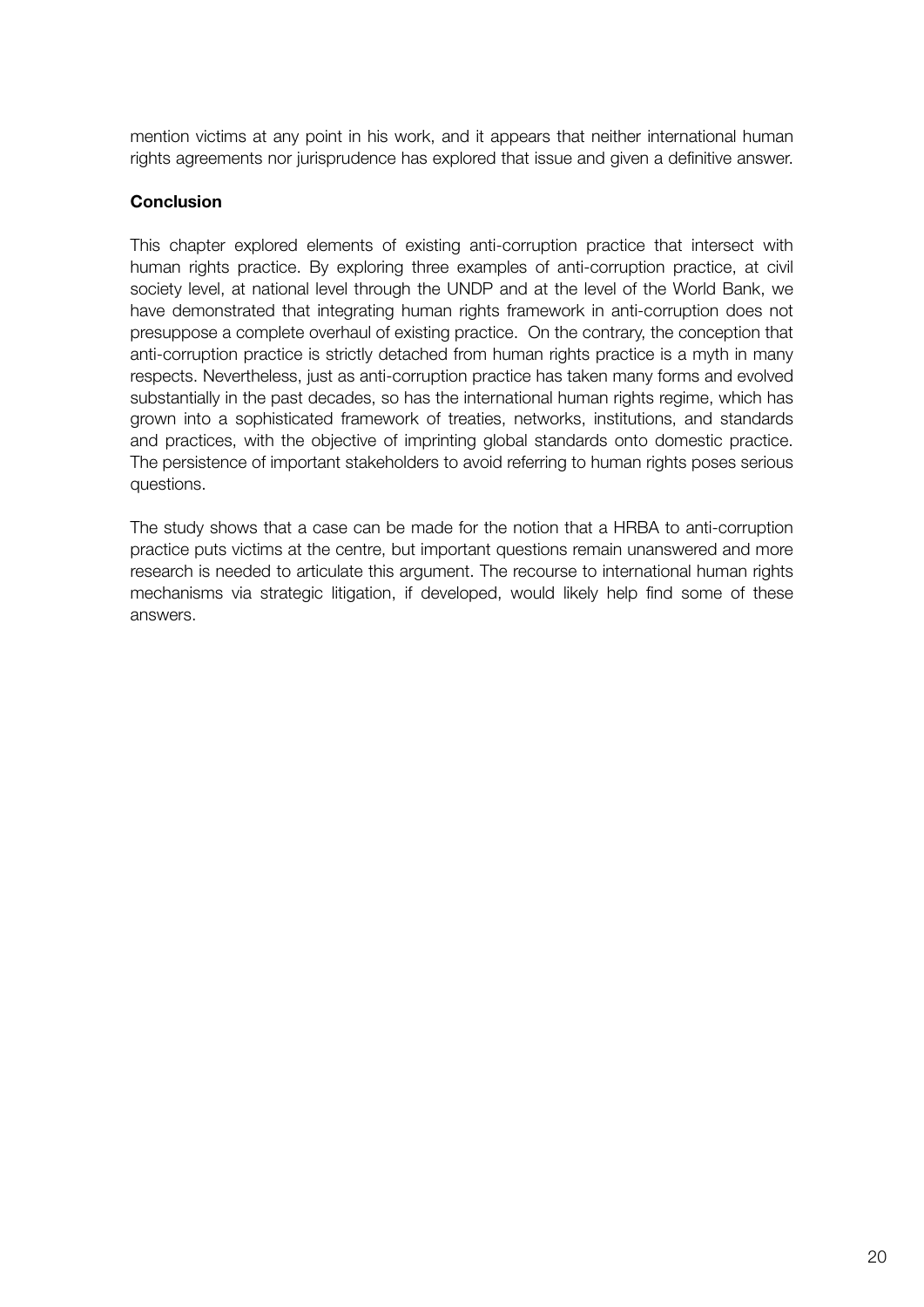mention victims at any point in his work, and it appears that neither international human rights agreements nor jurisprudence has explored that issue and given a definitive answer.

**Conclusion**

This chapter explored elements of existing anti-corruption practice that intersect with human rights practice. By exploring three examples of anti-corruption practice, at civil society level, at national level through the UNDP and at the level of the World Bank, we have demonstrated that integrating human rights framework in anti-corruption does not presuppose a complete overhaul of existing practice. On the contrary, the conception that anti-corruption practice is strictly detached from human rights practice is a myth in many respects. Nevertheless, just as anti-corruption practice has taken many forms and evolved substantially in the past decades, so has the international human rights regime, which has grown into a sophisticated framework of treaties, networks, institutions, and standards and practices, with the objective of imprinting global standards onto domestic practice. The persistence of important stakeholders to avoid referring to human rights poses serious questions.

The study shows that a case can be made for the notion that a HRBA to anti-corruption practice puts victims at the centre, but important questions remain unanswered and more research is needed to articulate this argument. The recourse to international human rights mechanisms via strategic litigation, if developed, would likely help find some of these answers.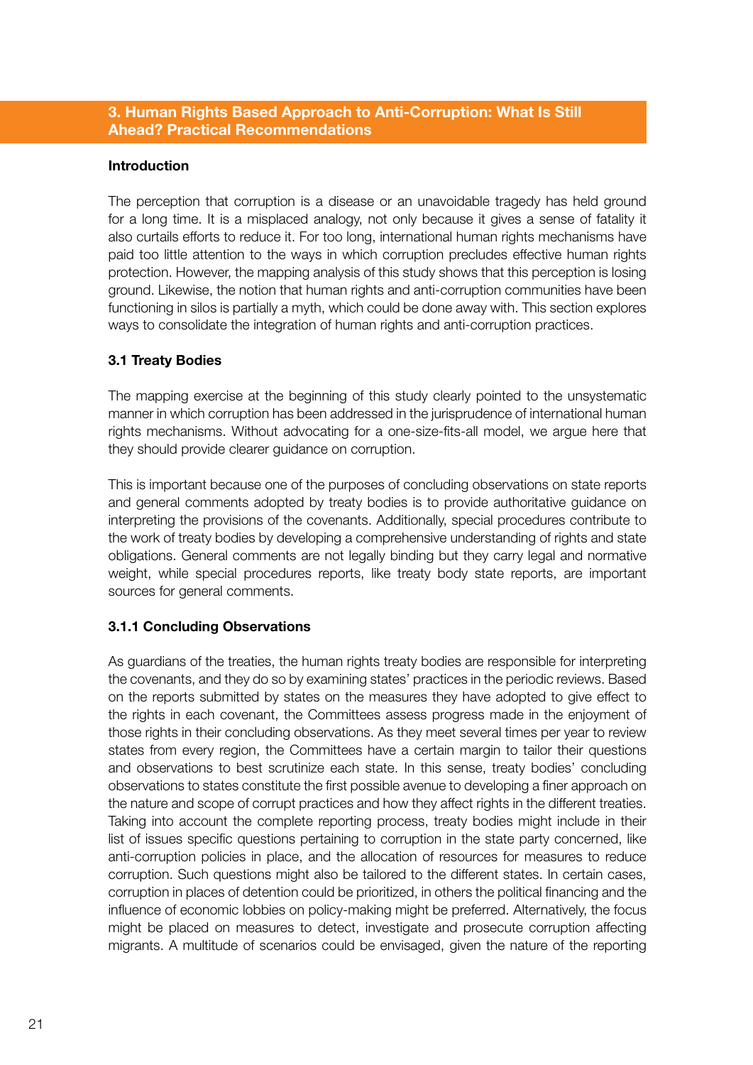## 3. Human Rights Based Approach to Anti-Corruption: What Is Still Ahead? Practical Recommendations

### Introduction

The perception that corruption is a disease or an unavoidable tragedy has held ground for a long time. It is a misplaced analogy, not only because it gives a sense of fatality it also curtails efforts to reduce it. For too long, international human rights mechanisms have paid too little attention to the ways in which corruption precludes effective human rights protection. However, the mapping analysis of this study shows that this perception is losing ground. Likewise, the notion that human rights and anti-corruption communities have been functioning in silos is partially a myth, which could be done away with. This section explores ways to consolidate the integration of human rights and anti-corruption practices.

### 3.1 Treaty Bodies

The mapping exercise at the beginning of this study clearly pointed to the unsystematic manner in which corruption has been addressed in the jurisprudence of international human rights mechanisms. Without advocating for a one-size-fits-all model, we argue here that they should provide clearer guidance on corruption.

This is important because one of the purposes of concluding observations on state reports and general comments adopted by treaty bodies is to provide authoritative guidance on interpreting the provisions of the covenants. Additionally, special procedures contribute to the work of treaty bodies by developing a comprehensive understanding of rights and state obligations. General comments are not legally binding but they carry legal and normative weight, while special procedures reports, like treaty body state reports, are important sources for general comments.

#### 3.1.1 Concluding Observations

As guardians of the treaties, the human rights treaty bodies are responsible for interpreting the covenants, and they do so by examining states' practices in the periodic reviews. Based on the reports submitted by states on the measures they have adopted to give effect to the rights in each covenant, the Committees assess progress made in the enjoyment of those rights in their concluding observations. As they meet several times per year to review states from every region, the Committees have a certain margin to tailor their questions and observations to best scrutinize each state. In this sense, treaty bodies' concluding observations to states constitute the first possible avenue to developing a finer approach on the nature and scope of corrupt practices and how they affect rights in the different treaties. Taking into account the complete reporting process, treaty bodies might include in their list of issues specific questions pertaining to corruption in the state party concerned, like anti-corruption policies in place, and the allocation of resources for measures to reduce corruption. Such questions might also be tailored to the different states. In certain cases, corruption in places of detention could be prioritized, in others the political financing and the influence of economic lobbies on policy-making might be preferred. Alternatively, the focus might be placed on measures to detect, investigate and prosecute corruption affecting migrants. A multitude of scenarios could be envisaged, given the nature of the reporting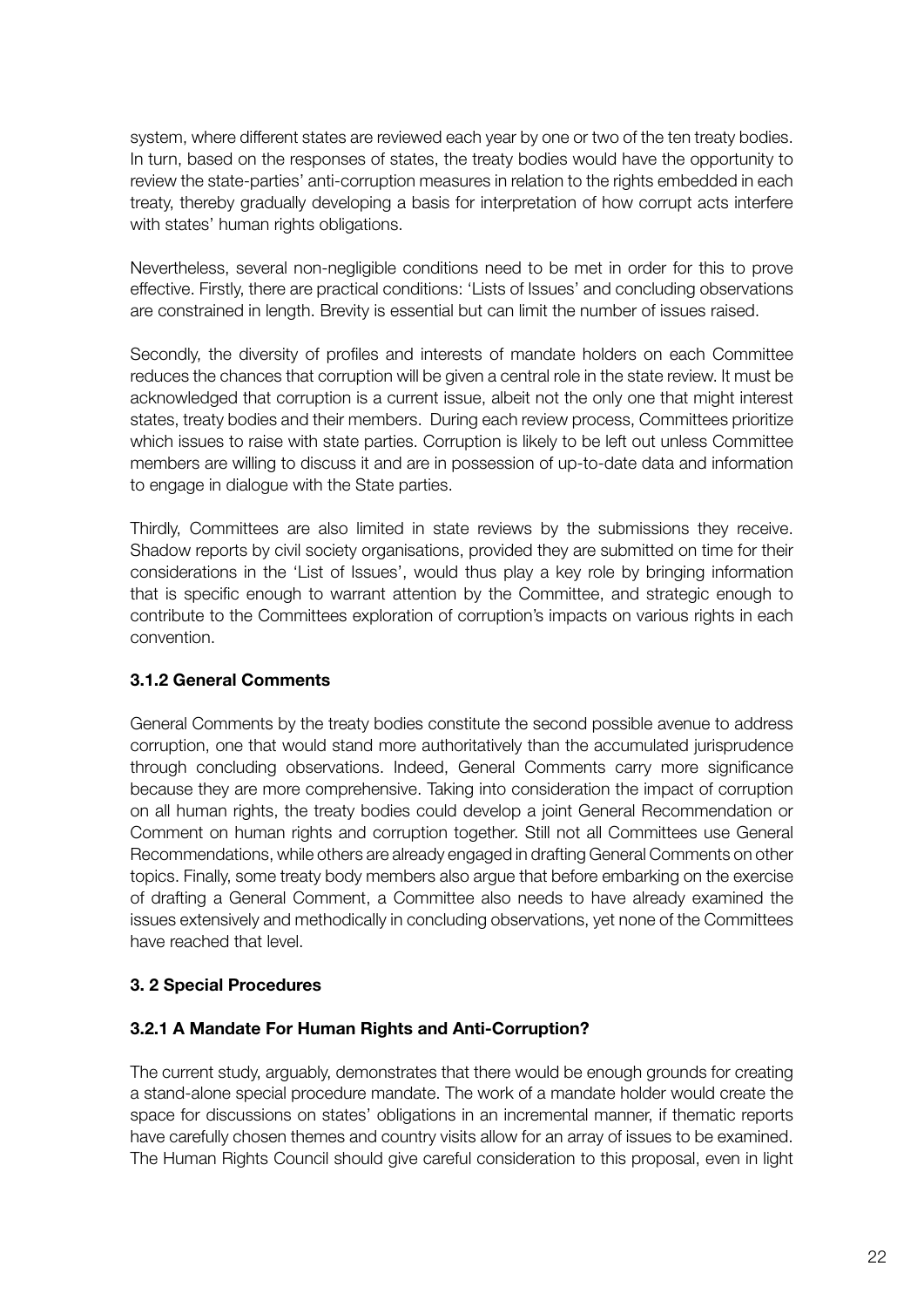system, where different states are reviewed each year by one or two of the ten treaty bodies. In turn, based on the responses of states, the treaty bodies would have the opportunity to review the state-parties' anti-corruption measures in relation to the rights embedded in each treaty, thereby gradually developing a basis for interpretation of how corrupt acts interfere with states' human rights obligations.

Nevertheless, several non-negligible conditions need to be met in order for this to prove effective. Firstly, there are practical conditions: 'Lists of Issues' and concluding observations are constrained in length. Brevity is essential but can limit the number of issues raised.

Secondly, the diversity of profiles and interests of mandate holders on each Committee reduces the chances that corruption will be given a central role in the state review. It must be acknowledged that corruption is a current issue, albeit not the only one that might interest states, treaty bodies and their members. During each review process, Committees prioritize which issues to raise with state parties. Corruption is likely to be left out unless Committee members are willing to discuss it and are in possession of up-to-date data and information to engage in dialogue with the State parties.

Thirdly, Committees are also limited in state reviews by the submissions they receive. Shadow reports by civil society organisations, provided they are submitted on time for their considerations in the 'List of Issues', would thus play a key role by bringing information that is specific enough to warrant attention by the Committee, and strategic enough to contribute to the Committees exploration of corruption's impacts on various rights in each convention.

### 3.1.2 General Comments

General Comments by the treaty bodies constitute the second possible avenue to address corruption, one that would stand more authoritatively than the accumulated jurisprudence through concluding observations. Indeed, General Comments carry more significance because they are more comprehensive. Taking into consideration the impact of corruption on all human rights, the treaty bodies could develop a joint General Recommendation or Comment on human rights and corruption together. Still not all Committees use General Recommendations, while others are already engaged in drafting General Comments on other topics. Finally, some treaty body members also argue that before embarking on the exercise of drafting a General Comment, a Committee also needs to have already examined the issues extensively and methodically in concluding observations, yet none of the Committees have reached that level.

## 3. 2 Special Procedures

### 3.2.1 A Mandate For Human Rights and Anti-Corruption?

The current study, arguably, demonstrates that there would be enough grounds for creating a stand-alone special procedure mandate. The work of a mandate holder would create the space for discussions on states' obligations in an incremental manner, if thematic reports have carefully chosen themes and country visits allow for an array of issues to be examined. The Human Rights Council should give careful consideration to this proposal, even in light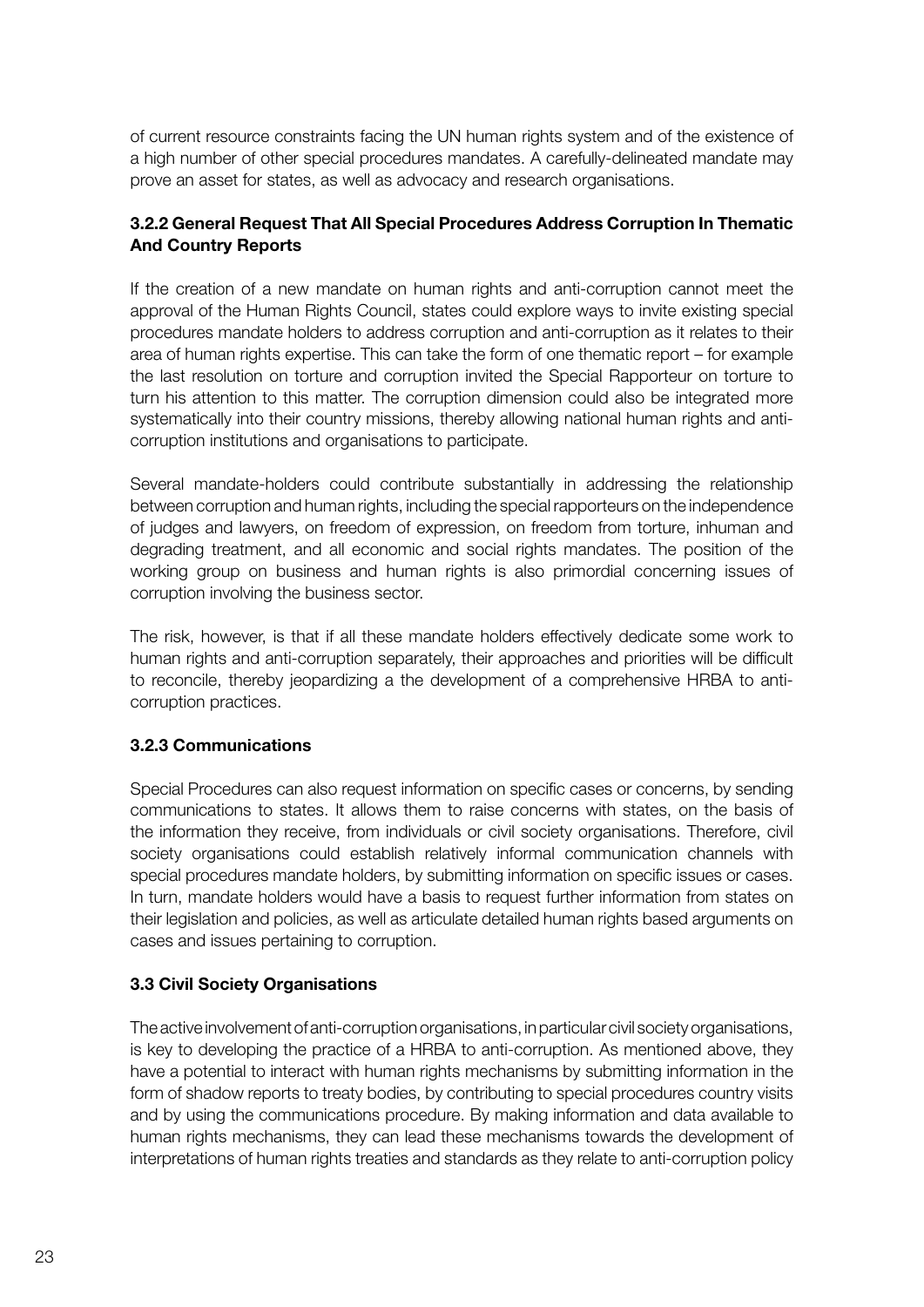of current resource constraints facing the UN human rights system and of the existence of a high number of other special procedures mandates. A carefully-delineated mandate may prove an asset for states, as well as advocacy and research organisations.

### 3.2.2 General Request That All Special Procedures Address Corruption In Thematic And Country Reports

If the creation of a new mandate on human rights and anti-corruption cannot meet the approval of the Human Rights Council, states could explore ways to invite existing special procedures mandate holders to address corruption and anti-corruption as it relates to their area of human rights expertise. This can take the form of one thematic report – for example the last resolution on torture and corruption invited the Special Rapporteur on torture to turn his attention to this matter. The corruption dimension could also be integrated more systematically into their country missions, thereby allowing national human rights and anti-corruption institutions and organisations to participate.

Several mandate-holders could contribute substantially in addressing the relationship between corruption and human rights, including the special rapporteurs on the independence of judges and lawyers, on freedom of expression, on freedom from torture, inhuman and degrading treatment, and all economic and social rights mandates. The position of the working group on business and human rights is also primordial concerning issues of corruption involving the business sector.

The risk, however, is that if all these mandate holders effectively dedicate some work to human rights and anti-corruption separately, their approaches and priorities will be difficult to reconcile, thereby jeopardizing a the development of a comprehensive HRBA to anti-corruption practices.

### 3.2.3 Communications

Special Procedures can also request information on specific cases or concerns, by sending communications to states. It allows them to raise concerns with states, on the basis of the information they receive, from individuals or civil society organisations. Therefore, civil society organisations could establish relatively informal communication channels with special procedures mandate holders, by submitting information on specific issues or cases. In turn, mandate holders would have a basis to request further information from states on their legislation and policies, as well as articulate detailed human rights based arguments on cases and issues pertaining to corruption.

### 3.3 Civil Society Organisations

The active involvement of anti-corruption organisations, in particular civil society organisations, is key to developing the practice of a HRBA to anti-corruption. As mentioned above, they have a potential to interact with human rights mechanisms by submitting information in the form of shadow reports to treaty bodies, by contributing to special procedures country visits and by using the communications procedure. By making information and data available to human rights mechanisms, they can lead these mechanisms towards the development of interpretations of human rights treaties and standards as they relate to anti-corruption policy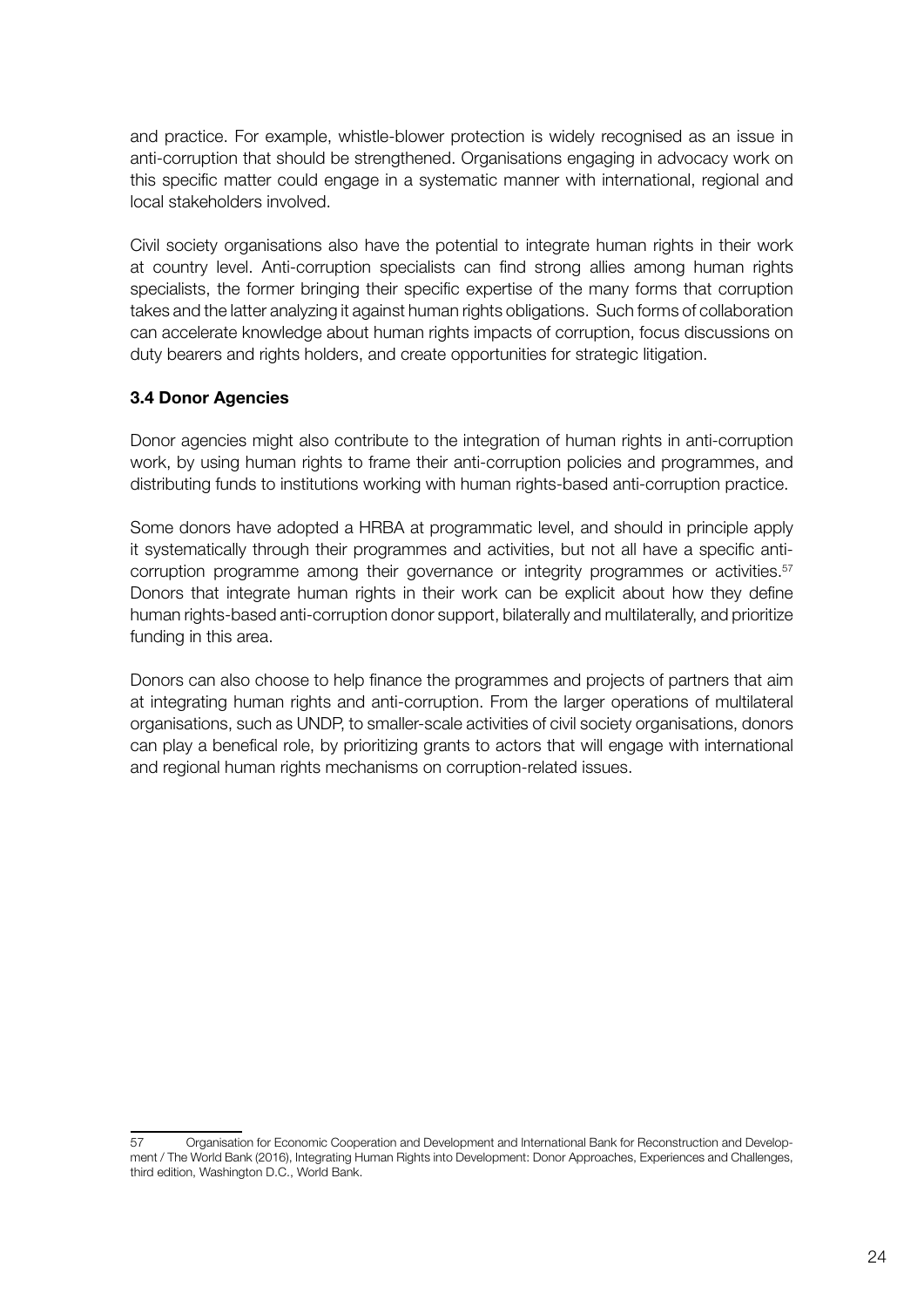and practice. For example, whistle-blower protection is widely recognised as an issue in anti-corruption that should be strengthened. Organisations engaging in advocacy work on this specific matter could engage in a systematic manner with international, regional and local stakeholders involved.

Civil society organisations also have the potential to integrate human rights in their work at country level. Anti-corruption specialists can find strong allies among human rights specialists, the former bringing their specific expertise of the many forms that corruption takes and the latter analyzing it against human rights obligations. Such forms of collaboration can accelerate knowledge about human rights impacts of corruption, focus discussions on duty bearers and rights holders, and create opportunities for strategic litigation.

### 3.4 Donor Agencies

Donor agencies might also contribute to the integration of human rights in anti-corruption work, by using human rights to frame their anti-corruption policies and programmes, and distributing funds to institutions working with human rights-based anti-corruption practice.

Some donors have adopted a HRBA at programmatic level, and should in principle apply it systematically through their programmes and activities, but not all have a specific anti-corruption programme among their governance or integrity programmes or activities.[57] Donors that integrate human rights in their work can be explicit about how they define human rights-based anti-corruption donor support, bilaterally and multilaterally, and prioritize funding in this area.

Donors can also choose to help finance the programmes and projects of partners that aim at integrating human rights and anti-corruption. From the larger operations of multilateral organisations, such as UNDP, to smaller-scale activities of civil society organisations, donors can play a benefical role, by prioritizing grants to actors that will engage with international and regional human rights mechanisms on corruption-related issues.

---

57 Organisation for Economic Cooperation and Development and International Bank for Reconstruction and Development / The World Bank (2016), Integrating Human Rights into Development: Donor Approaches, Experiences and Challenges, third edition, Washington D.C., World Bank.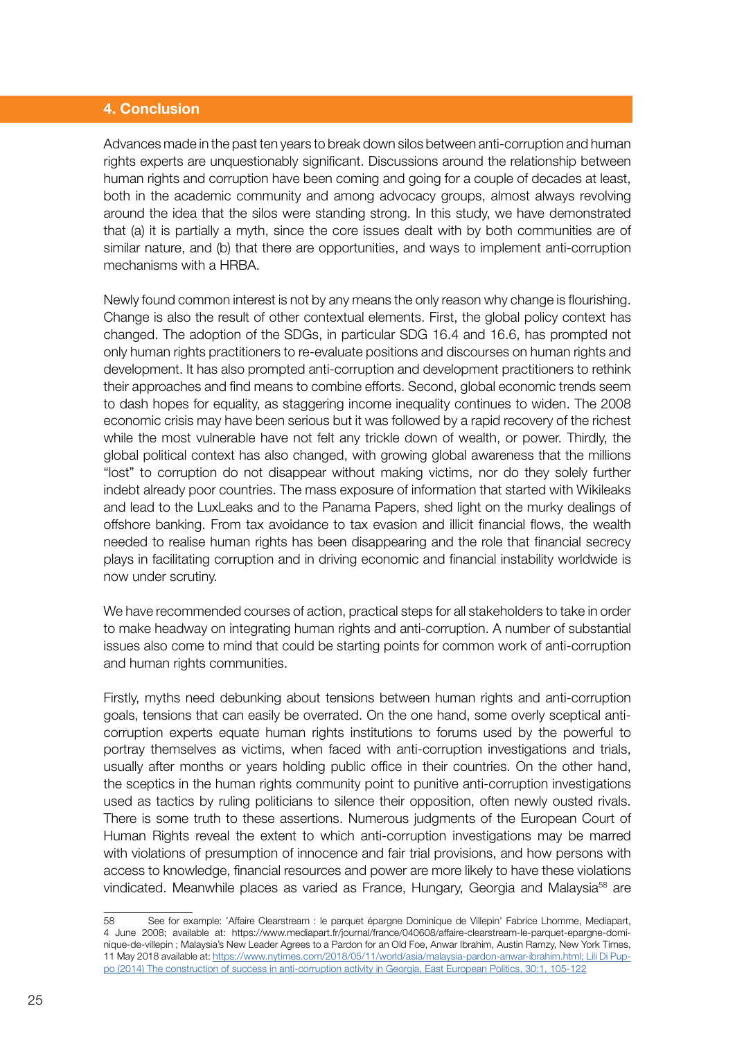## 4. Conclusion

Advances made in the past ten years to break down silos between anti-corruption and human rights experts are unquestionably significant. Discussions around the relationship between human rights and corruption have been coming and going for a couple of decades at least, both in the academic community and among advocacy groups, almost always revolving around the idea that the silos were standing strong. In this study, we have demonstrated that (a) it is partially a myth, since the core issues dealt with by both communities are of similar nature, and (b) that there are opportunities, and ways to implement anti-corruption mechanisms with a HRBA.

Newly found common interest is not by any means the only reason why change is flourishing. Change is also the result of other contextual elements. First, the global policy context has changed. The adoption of the SDGs, in particular SDG 16.4 and 16.6, has prompted not only human rights practitioners to re-evaluate positions and discourses on human rights and development. It has also prompted anti-corruption and development practitioners to rethink their approaches and find means to combine efforts. Second, global economic trends seem to dash hopes for equality, as staggering income inequality continues to widen. The 2008 economic crisis may have been serious but it was followed by a rapid recovery of the richest while the most vulnerable have not felt any trickle down of wealth, or power. Thirdly, the global political context has also changed, with growing global awareness that the millions "lost" to corruption do not disappear without making victims, nor do they solely further indebt already poor countries. The mass exposure of information that started with Wikileaks and lead to the LuxLeaks and to the Panama Papers, shed light on the murky dealings of offshore banking. From tax avoidance to tax evasion and illicit financial flows, the wealth needed to realise human rights has been disappearing and the role that financial secrecy plays in facilitating corruption and in driving economic and financial instability worldwide is now under scrutiny.

We have recommended courses of action, practical steps for all stakeholders to take in order to make headway on integrating human rights and anti-corruption. A number of substantial issues also come to mind that could be starting points for common work of anti-corruption and human rights communities.

Firstly, myths need debunking about tensions between human rights and anti-corruption goals, tensions that can easily be overrated. On the one hand, some overly sceptical anti-corruption experts equate human rights institutions to forums used by the powerful to portray themselves as victims, when faced with anti-corruption investigations and trials, usually after months or years holding public office in their countries. On the other hand, the sceptics in the human rights community point to punitive anti-corruption investigations used as tactics by ruling politicians to silence their opposition, often newly ousted rivals. There is some truth to these assertions. Numerous judgments of the European Court of Human Rights reveal the extent to which anti-corruption investigations may be marred with violations of presumption of innocence and fair trial provisions, and how persons with access to knowledge, financial resources and power are more likely to have these violations vindicated. Meanwhile places as varied as France, Hungary, Georgia and Malaysia[58] are

---

58 See for example: 'Affaire Clearstream : le parquet épargne Dominique de Villepin' Fabrice Lhomme, Mediapart, 4 June 2008; available at: https://www.mediapart.fr/journal/france/040608/affaire-clearstream-le-parquet-epargne-dominique-de-villepin ; Malaysia's New Leader Agrees to a Pardon for an Old Foe, Anwar Ibrahim, Austin Ramzy, New York Times, 11 May 2018 available at: https://www.nytimes.com/2018/05/11/world/asia/malaysia-pardon-anwar-ibrahim.html; Lili Di Puppo (2014) The construction of success in anti-corruption activity in Georgia, East European Politics, 30:1, 105-122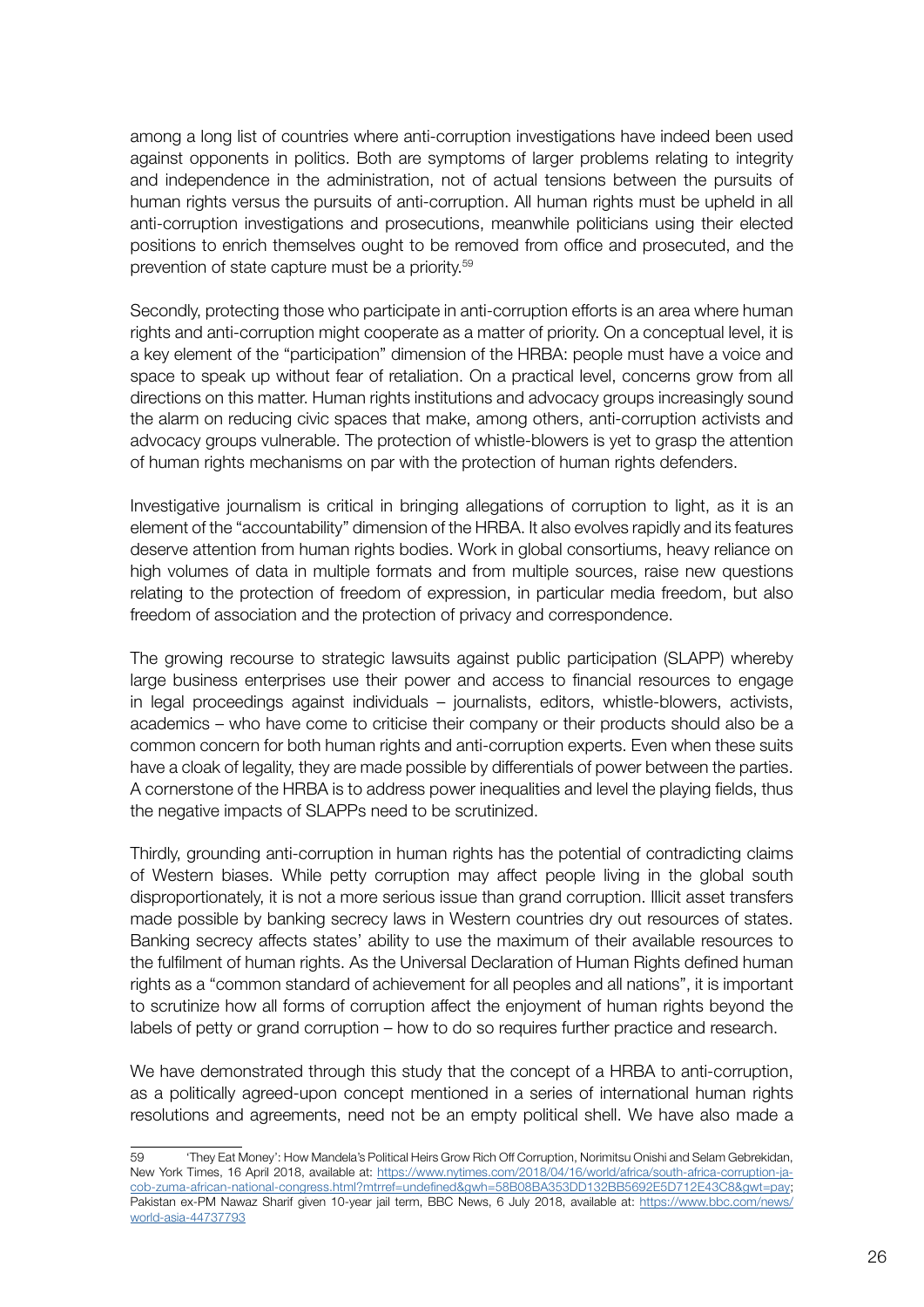among a long list of countries where anti-corruption investigations have indeed been used against opponents in politics. Both are symptoms of larger problems relating to integrity and independence in the administration, not of actual tensions between the pursuits of human rights versus the pursuits of anti-corruption. All human rights must be upheld in all anti-corruption investigations and prosecutions, meanwhile politicians using their elected positions to enrich themselves ought to be removed from office and prosecuted, and the prevention of state capture must be a priority.[59]

Secondly, protecting those who participate in anti-corruption efforts is an area where human rights and anti-corruption might cooperate as a matter of priority. On a conceptual level, it is a key element of the "participation" dimension of the HRBA: people must have a voice and space to speak up without fear of retaliation. On a practical level, concerns grow from all directions on this matter. Human rights institutions and advocacy groups increasingly sound the alarm on reducing civic spaces that make, among others, anti-corruption activists and advocacy groups vulnerable. The protection of whistle-blowers is yet to grasp the attention of human rights mechanisms on par with the protection of human rights defenders.

Investigative journalism is critical in bringing allegations of corruption to light, as it is an element of the "accountability" dimension of the HRBA. It also evolves rapidly and its features deserve attention from human rights bodies. Work in global consortiums, heavy reliance on high volumes of data in multiple formats and from multiple sources, raise new questions relating to the protection of freedom of expression, in particular media freedom, but also freedom of association and the protection of privacy and correspondence.

The growing recourse to strategic lawsuits against public participation (SLAPP) whereby large business enterprises use their power and access to financial resources to engage in legal proceedings against individuals – journalists, editors, whistle-blowers, activists, academics – who have come to criticise their company or their products should also be a common concern for both human rights and anti-corruption experts. Even when these suits have a cloak of legality, they are made possible by differentials of power between the parties. A cornerstone of the HRBA is to address power inequalities and level the playing fields, thus the negative impacts of SLAPPs need to be scrutinized.

Thirdly, grounding anti-corruption in human rights has the potential of contradicting claims of Western biases. While petty corruption may affect people living in the global south disproportionately, it is not a more serious issue than grand corruption. Illicit asset transfers made possible by banking secrecy laws in Western countries dry out resources of states. Banking secrecy affects states' ability to use the maximum of their available resources to the fulfilment of human rights. As the Universal Declaration of Human Rights defined human rights as a "common standard of achievement for all peoples and all nations", it is important to scrutinize how all forms of corruption affect the enjoyment of human rights beyond the labels of petty or grand corruption – how to do so requires further practice and research.

We have demonstrated through this study that the concept of a HRBA to anti-corruption, as a politically agreed-upon concept mentioned in a series of international human rights resolutions and agreements, need not be an empty political shell. We have also made a

---

59 'They Eat Money': How Mandela's Political Heirs Grow Rich Off Corruption, Norimitsu Onishi and Selam Gebrekidan, New York Times, 16 April 2018, available at: https://www.nytimes.com/2018/04/16/world/africa/south-africa-corruption-jacob-zuma-african-national-congress.html?mtrref=undefined&gwh=58B08BA353DD132BB5692E5D712E43C8&gwt=pay; Pakistan ex-PM Nawaz Sharif given 10-year jail term, BBC News, 6 July 2018, available at: https://www.bbc.com/news/world-asia-44737793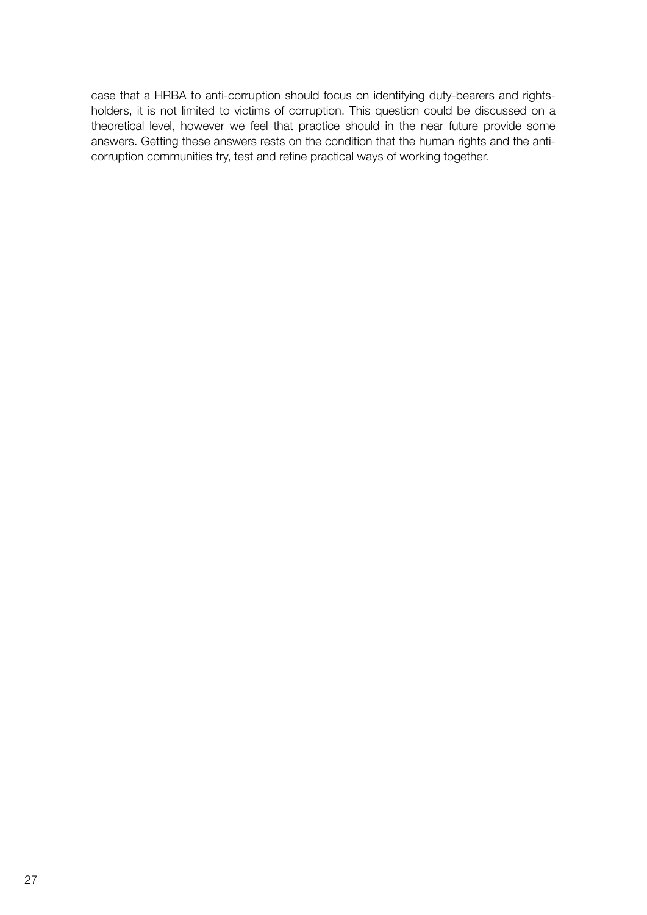case that a HRBA to anti-corruption should focus on identifying duty-bearers and rights-holders, it is not limited to victims of corruption. This question could be discussed on a theoretical level, however we feel that practice should in the near future provide some answers. Getting these answers rests on the condition that the human rights and the anti-corruption communities try, test and refine practical ways of working together.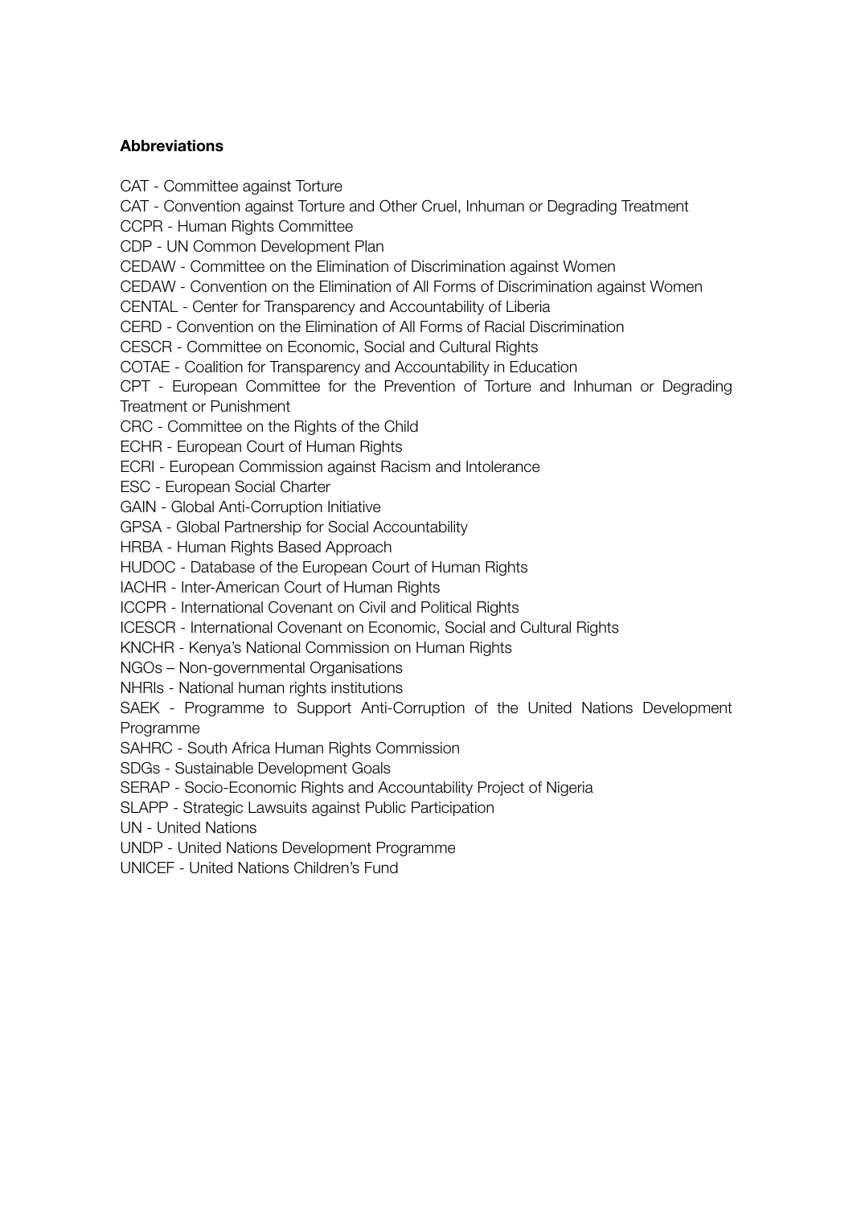**Abbreviations**

CAT - Committee against Torture
CAT - Convention against Torture and Other Cruel, Inhuman or Degrading Treatment
CCPR - Human Rights Committee
CDP - UN Common Development Plan
CEDAW - Committee on the Elimination of Discrimination against Women
CEDAW - Convention on the Elimination of All Forms of Discrimination against Women
CENTAL - Center for Transparency and Accountability of Liberia
CERD - Convention on the Elimination of All Forms of Racial Discrimination
CESCR - Committee on Economic, Social and Cultural Rights
COTAE - Coalition for Transparency and Accountability in Education
CPT - European Committee for the Prevention of Torture and Inhuman or Degrading Treatment or Punishment
CRC - Committee on the Rights of the Child
ECHR - European Court of Human Rights
ECRI - European Commission against Racism and Intolerance
ESC - European Social Charter
GAIN - Global Anti-Corruption Initiative
GPSA - Global Partnership for Social Accountability
HRBA - Human Rights Based Approach
HUDOC - Database of the European Court of Human Rights
IACHR - Inter-American Court of Human Rights
ICCPR - International Covenant on Civil and Political Rights
ICESCR - International Covenant on Economic, Social and Cultural Rights
KNCHR - Kenya's National Commission on Human Rights
NGOs – Non-governmental Organisations
NHRIs - National human rights institutions
SAEK - Programme to Support Anti-Corruption of the United Nations Development Programme
SAHRC - South Africa Human Rights Commission
SDGs - Sustainable Development Goals
SERAP - Socio-Economic Rights and Accountability Project of Nigeria
SLAPP - Strategic Lawsuits against Public Participation
UN - United Nations
UNDP - United Nations Development Programme
UNICEF - United Nations Children's Fund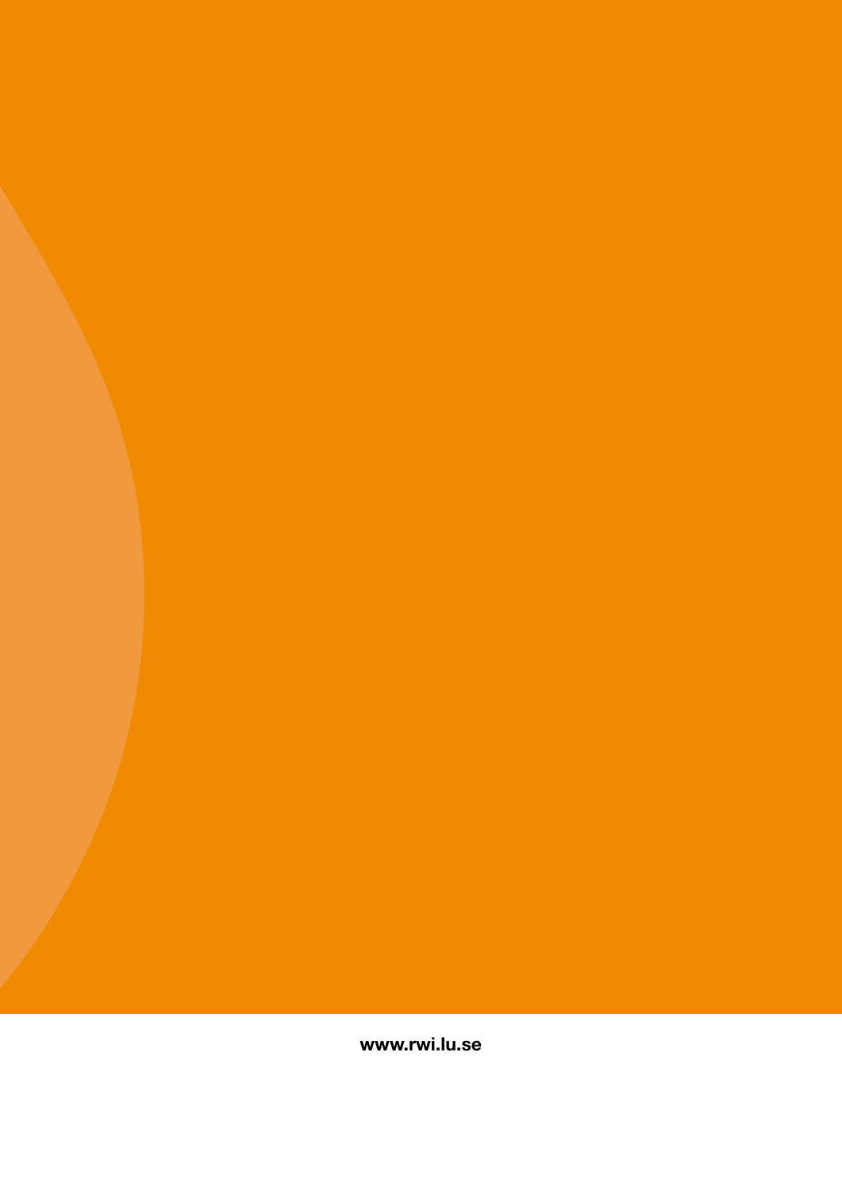**www.rwi.lu.se**